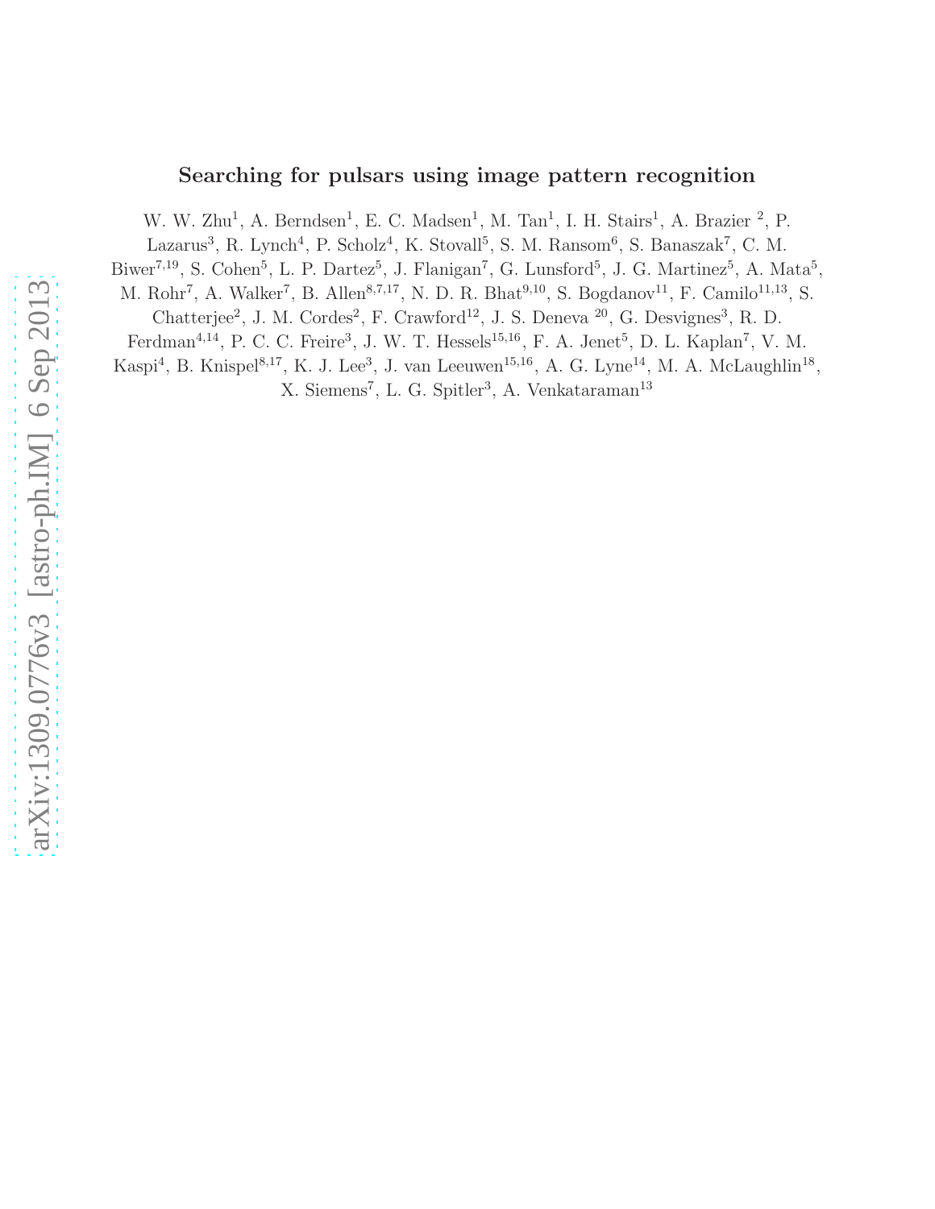# Searching for pulsars using image pattern recognition

W. W. Zhu[1], A. Berndsen[1], E. C. Madsen[1], M. Tan[1], I. H. Stairs[1], A. Brazier [2], P. Lazarus[3], R. Lynch[4], P. Scholz[4], K. Stovall[5], S. M. Ransom[6], S. Banaszak[7], C. M. Biwer[7,19], S. Cohen[5], L. P. Dartez[5], J. Flanigan[7], G. Lunsford[5], J. G. Martinez[5], A. Mata[5], M. Rohr[7], A. Walker[7], B. Allen[8,7,17], N. D. R. Bhat[9,10], S. Bogdanov[11], F. Camilo[11,13], S. Chatterjee[2], J. M. Cordes[2], F. Crawford[12], J. S. Deneva [20], G. Desvignes[3], R. D. Ferdman[4,14], P. C. C. Freire[3], J. W. T. Hessels[15,16], F. A. Jenet[5], D. L. Kaplan[7], V. M. Kaspi[4], B. Knispel[8,17], K. J. Lee[3], J. van Leeuwen[15,16], A. G. Lyne[14], M. A. McLaughlin[18], X. Siemens[7], L. G. Spitler[3], A. Venkataraman[13]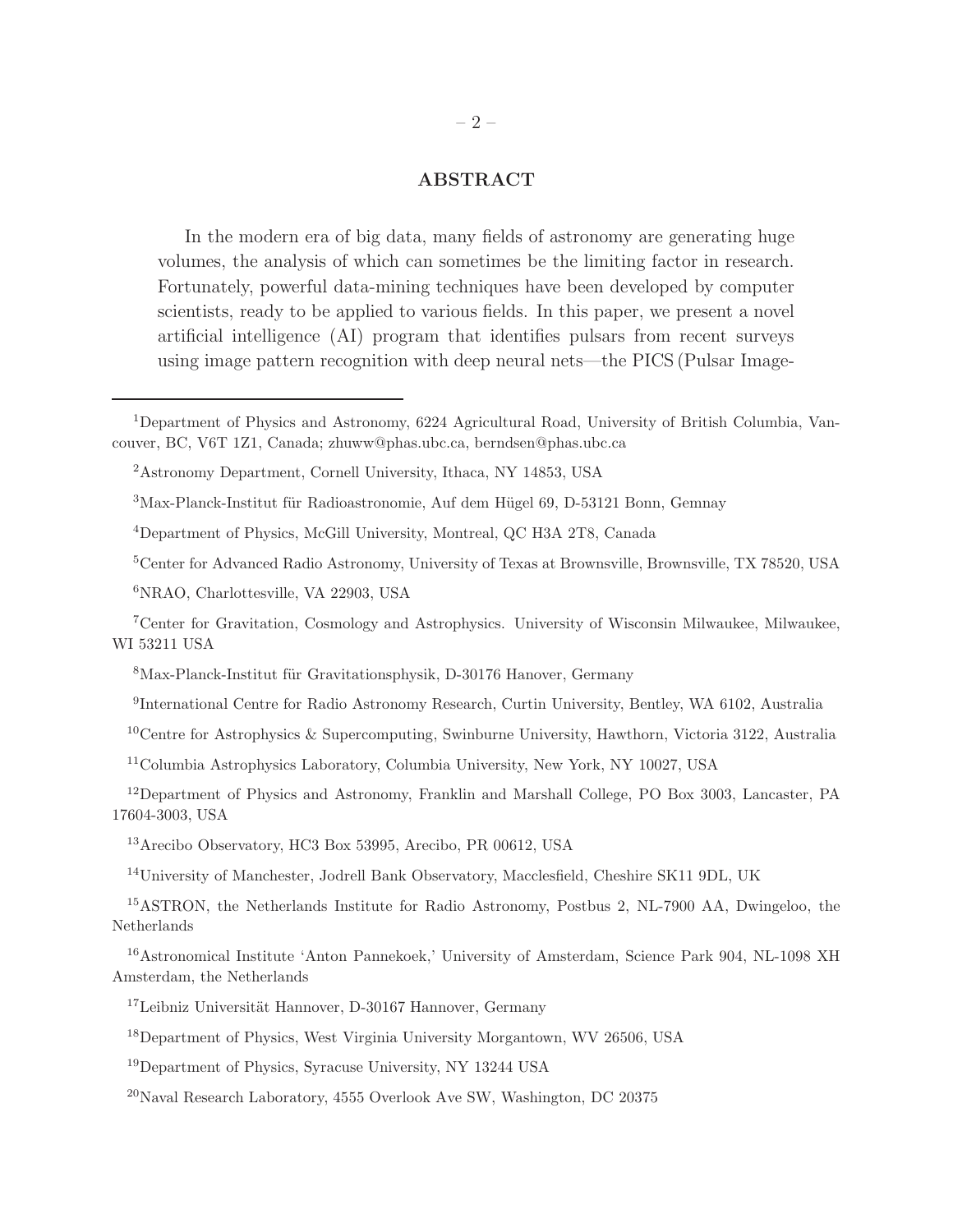## ABSTRACT

In the modern era of big data, many fields of astronomy are generating huge volumes, the analysis of which can sometimes be the limiting factor in research. Fortunately, powerful data-mining techniques have been developed by computer scientists, ready to be applied to various fields. In this paper, we present a novel artificial intelligence (AI) program that identifies pulsars from recent surveys using image pattern recognition with deep neural nets—the PICS (Pulsar Image-

---

[1]Department of Physics and Astronomy, 6224 Agricultural Road, University of British Columbia, Vancouver, BC, V6T 1Z1, Canada; zhuww@phas.ubc.ca, berndsen@phas.ubc.ca

[2]Astronomy Department, Cornell University, Ithaca, NY 14853, USA

[3]Max-Planck-Institut für Radioastronomie, Auf dem Hügel 69, D-53121 Bonn, Gemnay

[4]Department of Physics, McGill University, Montreal, QC H3A 2T8, Canada

[5]Center for Advanced Radio Astronomy, University of Texas at Brownsville, Brownsville, TX 78520, USA

[6]NRAO, Charlottesville, VA 22903, USA

[7]Center for Gravitation, Cosmology and Astrophysics. University of Wisconsin Milwaukee, Milwaukee, WI 53211 USA

[8]Max-Planck-Institut für Gravitationsphysik, D-30176 Hanover, Germany

[9]International Centre for Radio Astronomy Research, Curtin University, Bentley, WA 6102, Australia

[10]Centre for Astrophysics & Supercomputing, Swinburne University, Hawthorn, Victoria 3122, Australia

[11]Columbia Astrophysics Laboratory, Columbia University, New York, NY 10027, USA

[12]Department of Physics and Astronomy, Franklin and Marshall College, PO Box 3003, Lancaster, PA 17604-3003, USA

[13]Arecibo Observatory, HC3 Box 53995, Arecibo, PR 00612, USA

[14]University of Manchester, Jodrell Bank Observatory, Macclesfield, Cheshire SK11 9DL, UK

[15]ASTRON, the Netherlands Institute for Radio Astronomy, Postbus 2, NL-7900 AA, Dwingeloo, the Netherlands

[16]Astronomical Institute 'Anton Pannekoek,' University of Amsterdam, Science Park 904, NL-1098 XH Amsterdam, the Netherlands

[17]Leibniz Universität Hannover, D-30167 Hannover, Germany

[18]Department of Physics, West Virginia University Morgantown, WV 26506, USA

[19]Department of Physics, Syracuse University, NY 13244 USA

[20]Naval Research Laboratory, 4555 Overlook Ave SW, Washington, DC 20375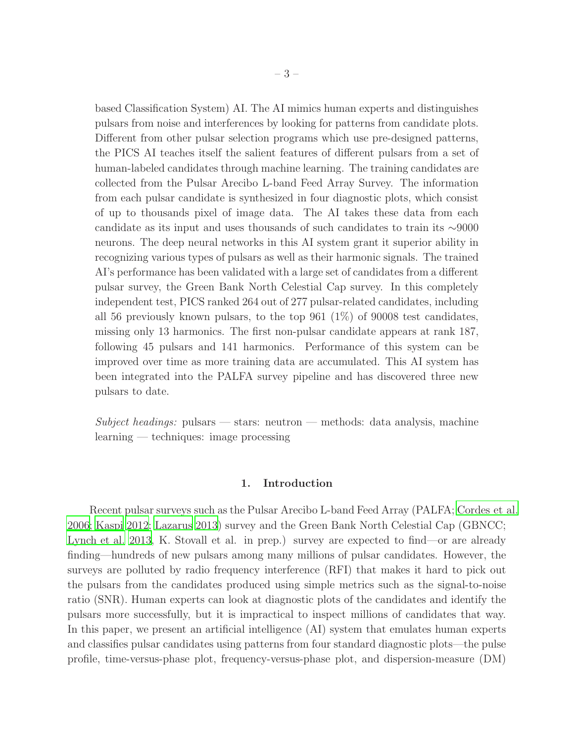based Classification System) AI. The AI mimics human experts and distinguishes pulsars from noise and interferences by looking for patterns from candidate plots. Different from other pulsar selection programs which use pre-designed patterns, the PICS AI teaches itself the salient features of different pulsars from a set of human-labeled candidates through machine learning. The training candidates are collected from the Pulsar Arecibo L-band Feed Array Survey. The information from each pulsar candidate is synthesized in four diagnostic plots, which consist of up to thousands pixel of image data. The AI takes these data from each candidate as its input and uses thousands of such candidates to train its $\sim$9000 neurons. The deep neural networks in this AI system grant it superior ability in recognizing various types of pulsars as well as their harmonic signals. The trained AI's performance has been validated with a large set of candidates from a different pulsar survey, the Green Bank North Celestial Cap survey. In this completely independent test, PICS ranked 264 out of 277 pulsar-related candidates, including all 56 previously known pulsars, to the top 961 (1%) of 90008 test candidates, missing only 13 harmonics. The first non-pulsar candidate appears at rank 187, following 45 pulsars and 141 harmonics. Performance of this system can be improved over time as more training data are accumulated. This AI system has been integrated into the PALFA survey pipeline and has discovered three new pulsars to date.

*Subject headings:* pulsars — stars: neutron — methods: data analysis, machine learning — techniques: image processing

## 1. Introduction

Recent pulsar surveys such as the Pulsar Arecibo L-band Feed Array (PALFA; Cordes et al. 2006; Kaspi 2012; Lazarus 2013) survey and the Green Bank North Celestial Cap (GBNCC; Lynch et al. 2013, K. Stovall et al. in prep.) survey are expected to find—or are already finding—hundreds of new pulsars among many millions of pulsar candidates. However, the surveys are polluted by radio frequency interference (RFI) that makes it hard to pick out the pulsars from the candidates produced using simple metrics such as the signal-to-noise ratio (SNR). Human experts can look at diagnostic plots of the candidates and identify the pulsars more successfully, but it is impractical to inspect millions of candidates that way. In this paper, we present an artificial intelligence (AI) system that emulates human experts and classifies pulsar candidates using patterns from four standard diagnostic plots—the pulse profile, time-versus-phase plot, frequency-versus-phase plot, and dispersion-measure (DM)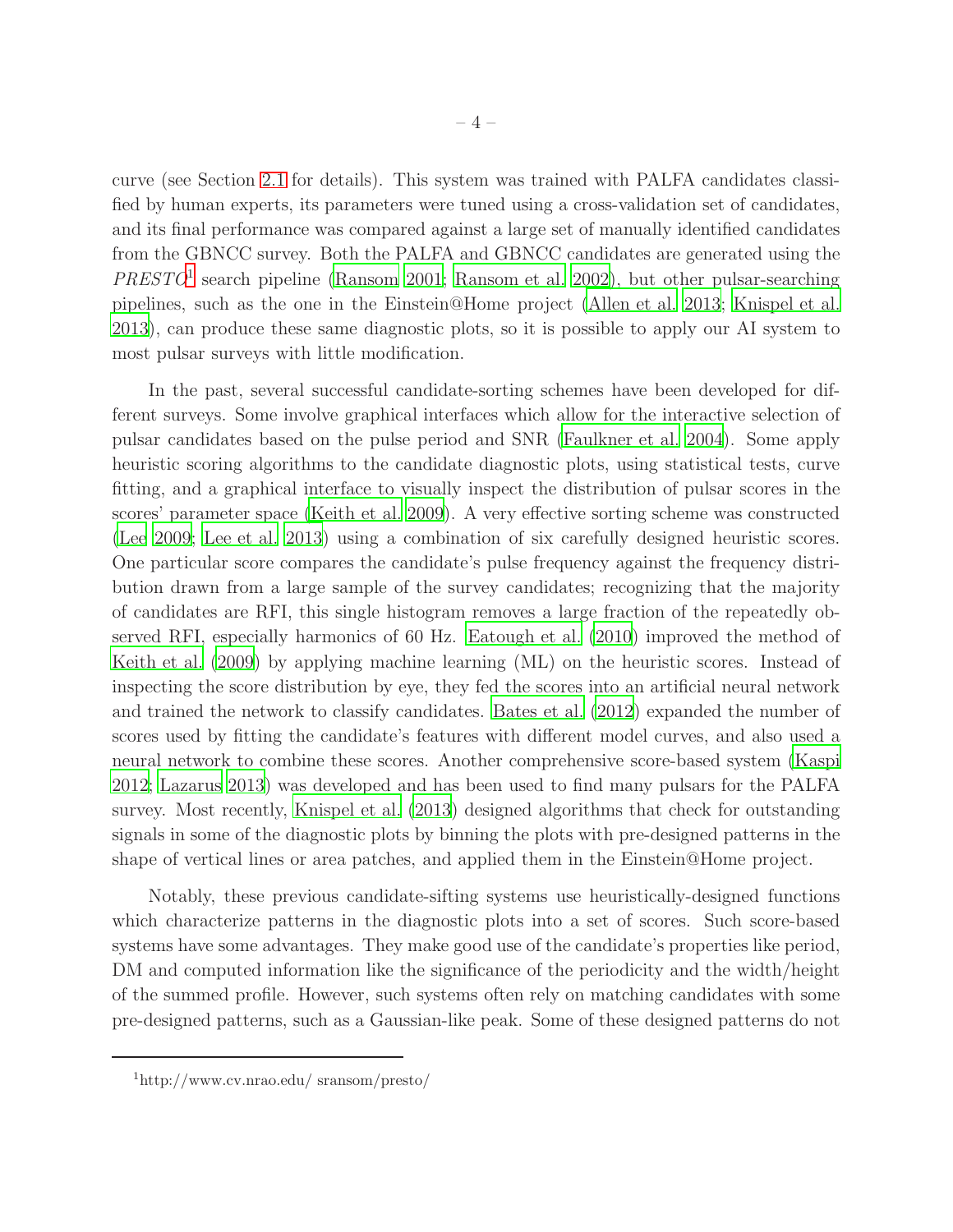curve (see Section 2.1 for details). This system was trained with PALFA candidates classified by human experts, its parameters were tuned using a cross-validation set of candidates, and its final performance was compared against a large set of manually identified candidates from the GBNCC survey. Both the PALFA and GBNCC candidates are generated using the *PRESTO*[1] search pipeline (Ransom 2001; Ransom et al. 2002), but other pulsar-searching pipelines, such as the one in the Einstein@Home project (Allen et al. 2013; Knispel et al. 2013), can produce these same diagnostic plots, so it is possible to apply our AI system to most pulsar surveys with little modification.

In the past, several successful candidate-sorting schemes have been developed for different surveys. Some involve graphical interfaces which allow for the interactive selection of pulsar candidates based on the pulse period and SNR (Faulkner et al. 2004). Some apply heuristic scoring algorithms to the candidate diagnostic plots, using statistical tests, curve fitting, and a graphical interface to visually inspect the distribution of pulsar scores in the scores' parameter space (Keith et al. 2009). A very effective sorting scheme was constructed (Lee 2009; Lee et al. 2013) using a combination of six carefully designed heuristic scores. One particular score compares the candidate's pulse frequency against the frequency distribution drawn from a large sample of the survey candidates; recognizing that the majority of candidates are RFI, this single histogram removes a large fraction of the repeatedly observed RFI, especially harmonics of 60 Hz. Eatough et al. (2010) improved the method of Keith et al. (2009) by applying machine learning (ML) on the heuristic scores. Instead of inspecting the score distribution by eye, they fed the scores into an artificial neural network and trained the network to classify candidates. Bates et al. (2012) expanded the number of scores used by fitting the candidate's features with different model curves, and also used a neural network to combine these scores. Another comprehensive score-based system (Kaspi 2012; Lazarus 2013) was developed and has been used to find many pulsars for the PALFA survey. Most recently, Knispel et al. (2013) designed algorithms that check for outstanding signals in some of the diagnostic plots by binning the plots with pre-designed patterns in the shape of vertical lines or area patches, and applied them in the Einstein@Home project.

Notably, these previous candidate-sifting systems use heuristically-designed functions which characterize patterns in the diagnostic plots into a set of scores. Such score-based systems have some advantages. They make good use of the candidate's properties like period, DM and computed information like the significance of the periodicity and the width/height of the summed profile. However, such systems often rely on matching candidates with some pre-designed patterns, such as a Gaussian-like peak. Some of these designed patterns do not

[1] http://www.cv.nrao.edu/ sransom/presto/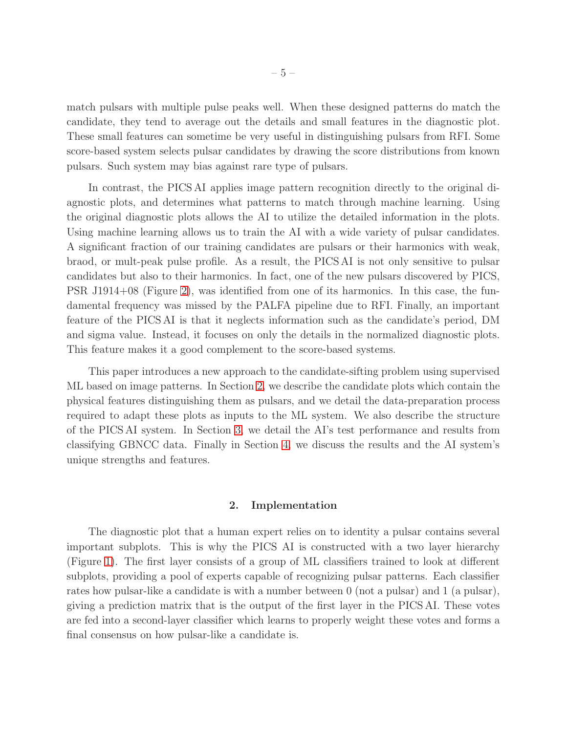match pulsars with multiple pulse peaks well. When these designed patterns do match the candidate, they tend to average out the details and small features in the diagnostic plot. These small features can sometime be very useful in distinguishing pulsars from RFI. Some score-based system selects pulsar candidates by drawing the score distributions from known pulsars. Such system may bias against rare type of pulsars.

In contrast, the PICS AI applies image pattern recognition directly to the original diagnostic plots, and determines what patterns to match through machine learning. Using the original diagnostic plots allows the AI to utilize the detailed information in the plots. Using machine learning allows us to train the AI with a wide variety of pulsar candidates. A significant fraction of our training candidates are pulsars or their harmonics with weak, braod, or mult-peak pulse profile. As a result, the PICS AI is not only sensitive to pulsar candidates but also to their harmonics. In fact, one of the new pulsars discovered by PICS, PSR J1914+08 (Figure 2), was identified from one of its harmonics. In this case, the fundamental frequency was missed by the PALFA pipeline due to RFI. Finally, an important feature of the PICS AI is that it neglects information such as the candidate's period, DM and sigma value. Instead, it focuses on only the details in the normalized diagnostic plots. This feature makes it a good complement to the score-based systems.

This paper introduces a new approach to the candidate-sifting problem using supervised ML based on image patterns. In Section 2, we describe the candidate plots which contain the physical features distinguishing them as pulsars, and we detail the data-preparation process required to adapt these plots as inputs to the ML system. We also describe the structure of the PICS AI system. In Section 3, we detail the AI's test performance and results from classifying GBNCC data. Finally in Section 4, we discuss the results and the AI system's unique strengths and features.

## 2. Implementation

The diagnostic plot that a human expert relies on to identity a pulsar contains several important subplots. This is why the PICS AI is constructed with a two layer hierarchy (Figure 1). The first layer consists of a group of ML classifiers trained to look at different subplots, providing a pool of experts capable of recognizing pulsar patterns. Each classifier rates how pulsar-like a candidate is with a number between 0 (not a pulsar) and 1 (a pulsar), giving a prediction matrix that is the output of the first layer in the PICS AI. These votes are fed into a second-layer classifier which learns to properly weight these votes and forms a final consensus on how pulsar-like a candidate is.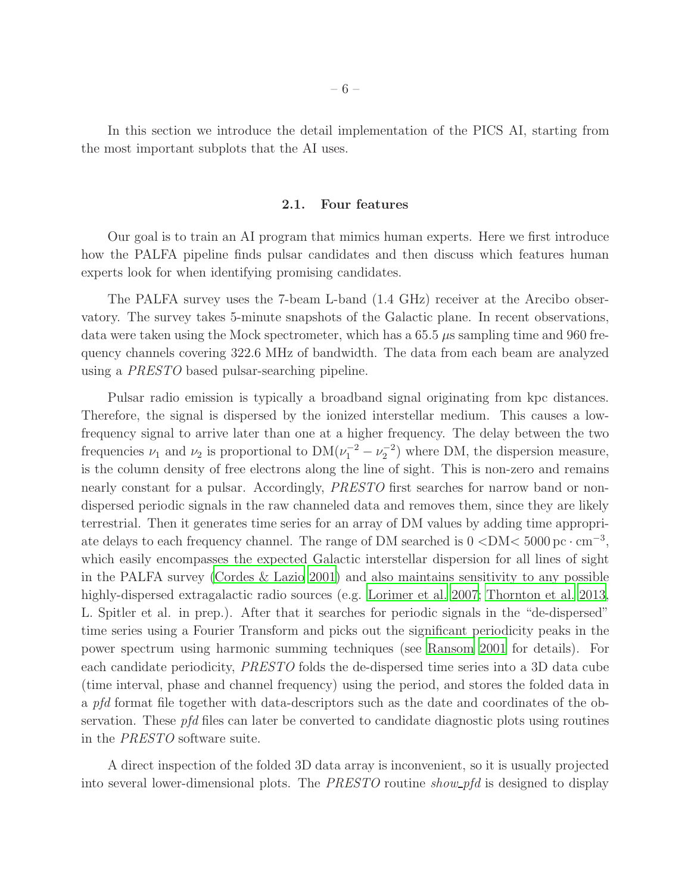In this section we introduce the detail implementation of the PICS AI, starting from the most important subplots that the AI uses.

### 2.1. Four features

Our goal is to train an AI program that mimics human experts. Here we first introduce how the PALFA pipeline finds pulsar candidates and then discuss which features human experts look for when identifying promising candidates.

The PALFA survey uses the 7-beam L-band (1.4 GHz) receiver at the Arecibo observatory. The survey takes 5-minute snapshots of the Galactic plane. In recent observations, data were taken using the Mock spectrometer, which has a 65.5 $\mu$s sampling time and 960 frequency channels covering 322.6 MHz of bandwidth. The data from each beam are analyzed using a *PRESTO* based pulsar-searching pipeline.

Pulsar radio emission is typically a broadband signal originating from kpc distances. Therefore, the signal is dispersed by the ionized interstellar medium. This causes a low-frequency signal to arrive later than one at a higher frequency. The delay between the two frequencies $\nu_1$ and $\nu_2$ is proportional to $\mathrm{DM}(\nu_1^{-2} - \nu_2^{-2})$ where DM, the dispersion measure, is the column density of free electrons along the line of sight. This is non-zero and remains nearly constant for a pulsar. Accordingly, *PRESTO* first searches for narrow band or non-dispersed periodic signals in the raw channeled data and removes them, since they are likely terrestrial. Then it generates time series for an array of DM values by adding time appropriate delays to each frequency channel. The range of DM searched is $0 < \mathrm{DM} < 5000\,\mathrm{pc \cdot cm^{-3}}$, which easily encompasses the expected Galactic interstellar dispersion for all lines of sight in the PALFA survey (Cordes & Lazio 2001) and also maintains sensitivity to any possible highly-dispersed extragalactic radio sources (e.g. Lorimer et al. 2007; Thornton et al. 2013, L. Spitler et al. in prep.). After that it searches for periodic signals in the "de-dispersed" time series using a Fourier Transform and picks out the significant periodicity peaks in the power spectrum using harmonic summing techniques (see Ransom 2001 for details). For each candidate periodicity, *PRESTO* folds the de-dispersed time series into a 3D data cube (time interval, phase and channel frequency) using the period, and stores the folded data in a *pfd* format file together with data-descriptors such as the date and coordinates of the observation. These *pfd* files can later be converted to candidate diagnostic plots using routines in the *PRESTO* software suite.

A direct inspection of the folded 3D data array is inconvenient, so it is usually projected into several lower-dimensional plots. The *PRESTO* routine *show_pfd* is designed to display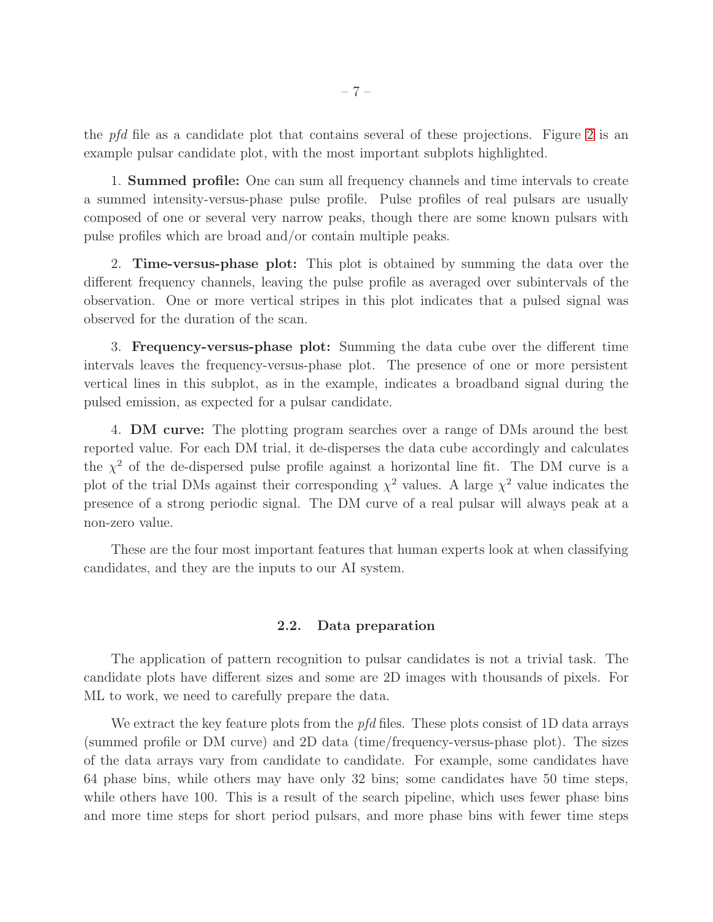the *pfd* file as a candidate plot that contains several of these projections. Figure 2 is an example pulsar candidate plot, with the most important subplots highlighted.

1. **Summed profile:** One can sum all frequency channels and time intervals to create a summed intensity-versus-phase pulse profile. Pulse profiles of real pulsars are usually composed of one or several very narrow peaks, though there are some known pulsars with pulse profiles which are broad and/or contain multiple peaks.

2. **Time-versus-phase plot:** This plot is obtained by summing the data over the different frequency channels, leaving the pulse profile as averaged over subintervals of the observation. One or more vertical stripes in this plot indicates that a pulsed signal was observed for the duration of the scan.

3. **Frequency-versus-phase plot:** Summing the data cube over the different time intervals leaves the frequency-versus-phase plot. The presence of one or more persistent vertical lines in this subplot, as in the example, indicates a broadband signal during the pulsed emission, as expected for a pulsar candidate.

4. **DM curve:** The plotting program searches over a range of DMs around the best reported value. For each DM trial, it de-disperses the data cube accordingly and calculates the $\chi^2$ of the de-dispersed pulse profile against a horizontal line fit. The DM curve is a plot of the trial DMs against their corresponding $\chi^2$ values. A large $\chi^2$ value indicates the presence of a strong periodic signal. The DM curve of a real pulsar will always peak at a non-zero value.

These are the four most important features that human experts look at when classifying candidates, and they are the inputs to our AI system.

### 2.2. Data preparation

The application of pattern recognition to pulsar candidates is not a trivial task. The candidate plots have different sizes and some are 2D images with thousands of pixels. For ML to work, we need to carefully prepare the data.

We extract the key feature plots from the *pfd* files. These plots consist of 1D data arrays (summed profile or DM curve) and 2D data (time/frequency-versus-phase plot). The sizes of the data arrays vary from candidate to candidate. For example, some candidates have 64 phase bins, while others may have only 32 bins; some candidates have 50 time steps, while others have 100. This is a result of the search pipeline, which uses fewer phase bins and more time steps for short period pulsars, and more phase bins with fewer time steps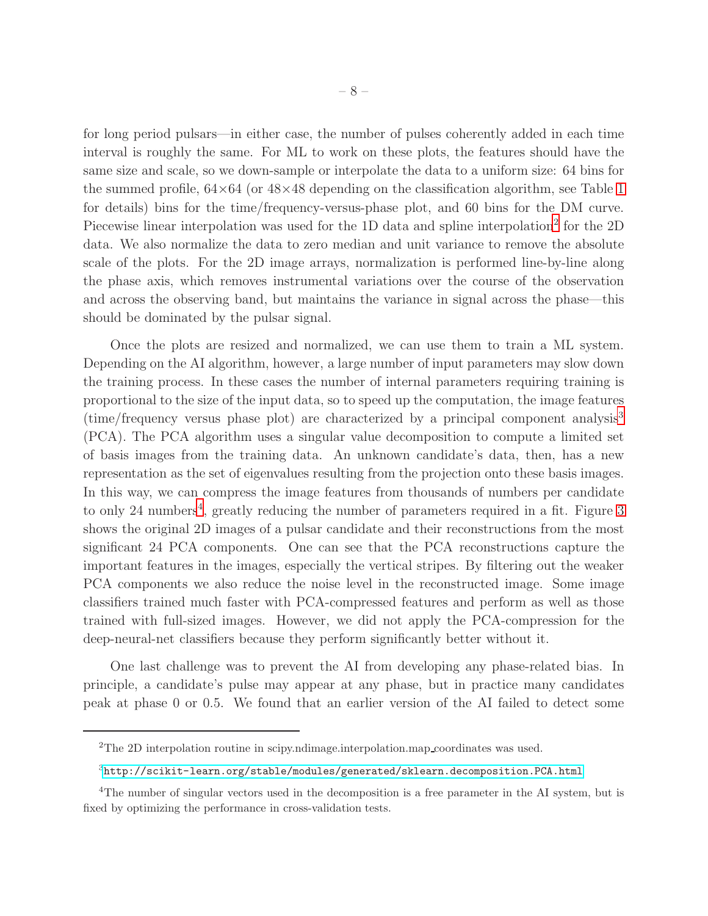for long period pulsars—in either case, the number of pulses coherently added in each time interval is roughly the same. For ML to work on these plots, the features should have the same size and scale, so we down-sample or interpolate the data to a uniform size: 64 bins for the summed profile, 64×64 (or 48×48 depending on the classification algorithm, see Table 1 for details) bins for the time/frequency-versus-phase plot, and 60 bins for the DM curve. Piecewise linear interpolation was used for the 1D data and spline interpolation[2] for the 2D data. We also normalize the data to zero median and unit variance to remove the absolute scale of the plots. For the 2D image arrays, normalization is performed line-by-line along the phase axis, which removes instrumental variations over the course of the observation and across the observing band, but maintains the variance in signal across the phase—this should be dominated by the pulsar signal.

Once the plots are resized and normalized, we can use them to train a ML system. Depending on the AI algorithm, however, a large number of input parameters may slow down the training process. In these cases the number of internal parameters requiring training is proportional to the size of the input data, so to speed up the computation, the image features (time/frequency versus phase plot) are characterized by a principal component analysis[3] (PCA). The PCA algorithm uses a singular value decomposition to compute a limited set of basis images from the training data. An unknown candidate's data, then, has a new representation as the set of eigenvalues resulting from the projection onto these basis images. In this way, we can compress the image features from thousands of numbers per candidate to only 24 numbers[4], greatly reducing the number of parameters required in a fit. Figure 3 shows the original 2D images of a pulsar candidate and their reconstructions from the most significant 24 PCA components. One can see that the PCA reconstructions capture the important features in the images, especially the vertical stripes. By filtering out the weaker PCA components we also reduce the noise level in the reconstructed image. Some image classifiers trained much faster with PCA-compressed features and perform as well as those trained with full-sized images. However, we did not apply the PCA-compression for the deep-neural-net classifiers because they perform significantly better without it.

One last challenge was to prevent the AI from developing any phase-related bias. In principle, a candidate's pulse may appear at any phase, but in practice many candidates peak at phase 0 or 0.5. We found that an earlier version of the AI failed to detect some

---

[2] The 2D interpolation routine in scipy.ndimage.interpolation.map_coordinates was used.

[3] http://scikit-learn.org/stable/modules/generated/sklearn.decomposition.PCA.html

[4] The number of singular vectors used in the decomposition is a free parameter in the AI system, but is fixed by optimizing the performance in cross-validation tests.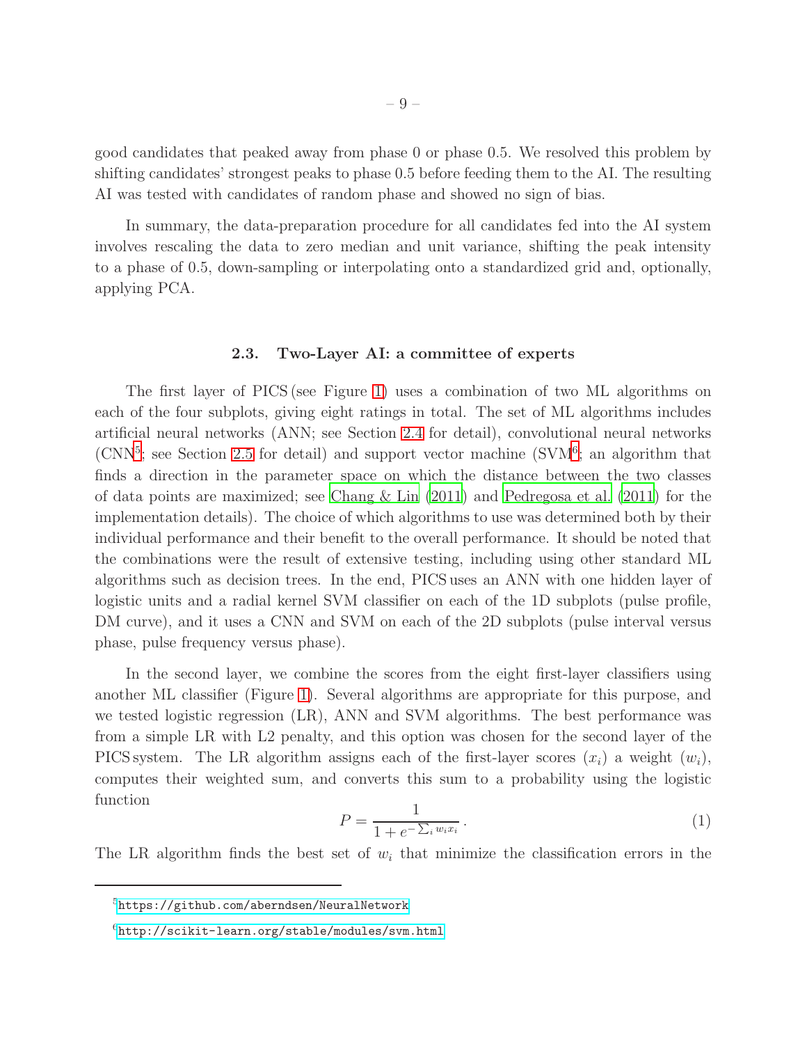good candidates that peaked away from phase 0 or phase 0.5. We resolved this problem by shifting candidates' strongest peaks to phase 0.5 before feeding them to the AI. The resulting AI was tested with candidates of random phase and showed no sign of bias.

In summary, the data-preparation procedure for all candidates fed into the AI system involves rescaling the data to zero median and unit variance, shifting the peak intensity to a phase of 0.5, down-sampling or interpolating onto a standardized grid and, optionally, applying PCA.

### 2.3. Two-Layer AI: a committee of experts

The first layer of PICS (see Figure 1) uses a combination of two ML algorithms on each of the four subplots, giving eight ratings in total. The set of ML algorithms includes artificial neural networks (ANN; see Section 2.4 for detail), convolutional neural networks (CNN[5]; see Section 2.5 for detail) and support vector machine (SVM[6]; an algorithm that finds a direction in the parameter space on which the distance between the two classes of data points are maximized; see Chang & Lin (2011) and Pedregosa et al. (2011) for the implementation details). The choice of which algorithms to use was determined both by their individual performance and their benefit to the overall performance. It should be noted that the combinations were the result of extensive testing, including using other standard ML algorithms such as decision trees. In the end, PICS uses an ANN with one hidden layer of logistic units and a radial kernel SVM classifier on each of the 1D subplots (pulse profile, DM curve), and it uses a CNN and SVM on each of the 2D subplots (pulse interval versus phase, pulse frequency versus phase).

In the second layer, we combine the scores from the eight first-layer classifiers using another ML classifier (Figure 1). Several algorithms are appropriate for this purpose, and we tested logistic regression (LR), ANN and SVM algorithms. The best performance was from a simple LR with L2 penalty, and this option was chosen for the second layer of the PICS system. The LR algorithm assigns each of the first-layer scores ($x_i$) a weight ($w_i$), computes their weighted sum, and converts this sum to a probability using the logistic function

$$P = \frac{1}{1 + e^{-\sum_i w_i x_i}} \,. \tag{1}$$

The LR algorithm finds the best set of $w_i$ that minimize the classification errors in the

---

[5] https://github.com/aberndsen/NeuralNetwork

[6] http://scikit-learn.org/stable/modules/svm.html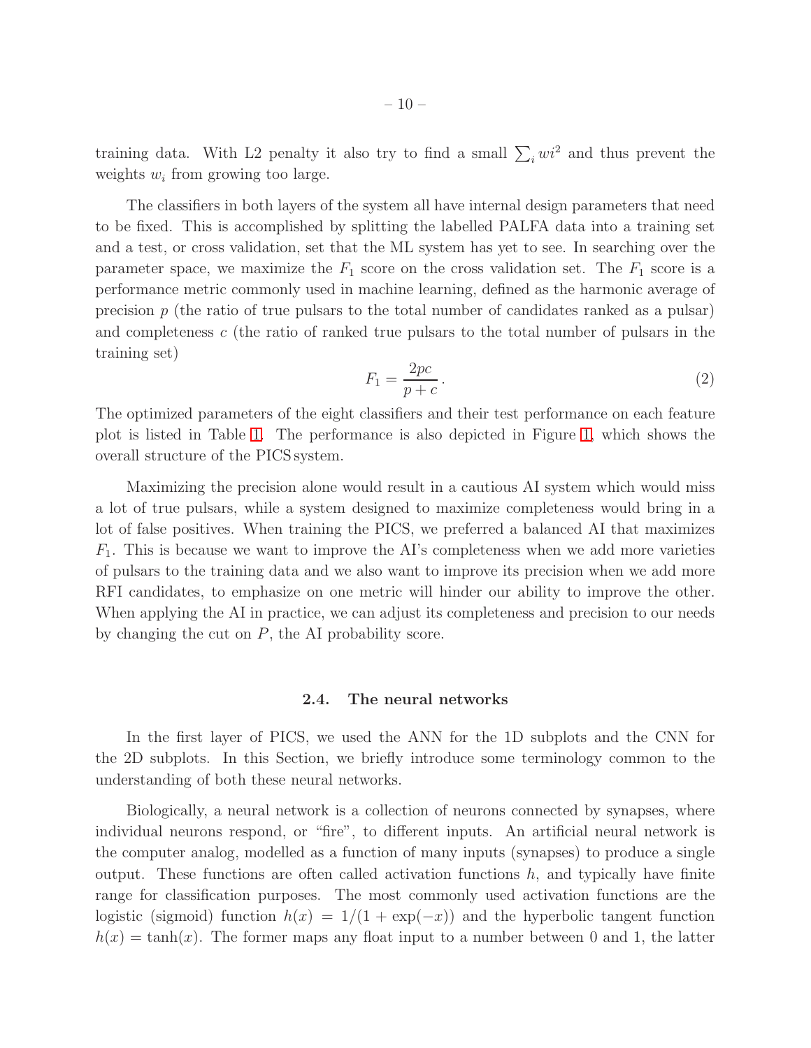training data. With L2 penalty it also try to find a small $\sum_i wi^2$ and thus prevent the weights $w_i$ from growing too large.

The classifiers in both layers of the system all have internal design parameters that need to be fixed. This is accomplished by splitting the labelled PALFA data into a training set and a test, or cross validation, set that the ML system has yet to see. In searching over the parameter space, we maximize the $F_1$ score on the cross validation set. The $F_1$ score is a performance metric commonly used in machine learning, defined as the harmonic average of precision $p$ (the ratio of true pulsars to the total number of candidates ranked as a pulsar) and completeness $c$ (the ratio of ranked true pulsars to the total number of pulsars in the training set)

$$F_1 = \frac{2pc}{p + c} . \tag{2}$$

The optimized parameters of the eight classifiers and their test performance on each feature plot is listed in Table 1. The performance is also depicted in Figure 1, which shows the overall structure of the PICS system.

Maximizing the precision alone would result in a cautious AI system which would miss a lot of true pulsars, while a system designed to maximize completeness would bring in a lot of false positives. When training the PICS, we preferred a balanced AI that maximizes $F_1$. This is because we want to improve the AI's completeness when we add more varieties of pulsars to the training data and we also want to improve its precision when we add more RFI candidates, to emphasize on one metric will hinder our ability to improve the other. When applying the AI in practice, we can adjust its completeness and precision to our needs by changing the cut on $P$, the AI probability score.

### 2.4. The neural networks

In the first layer of PICS, we used the ANN for the 1D subplots and the CNN for the 2D subplots. In this Section, we briefly introduce some terminology common to the understanding of both these neural networks.

Biologically, a neural network is a collection of neurons connected by synapses, where individual neurons respond, or "fire", to different inputs. An artificial neural network is the computer analog, modelled as a function of many inputs (synapses) to produce a single output. These functions are often called activation functions $h$, and typically have finite range for classification purposes. The most commonly used activation functions are the logistic (sigmoid) function $h(x) = 1/(1 + \exp(-x))$ and the hyperbolic tangent function $h(x) = \tanh(x)$. The former maps any float input to a number between 0 and 1, the latter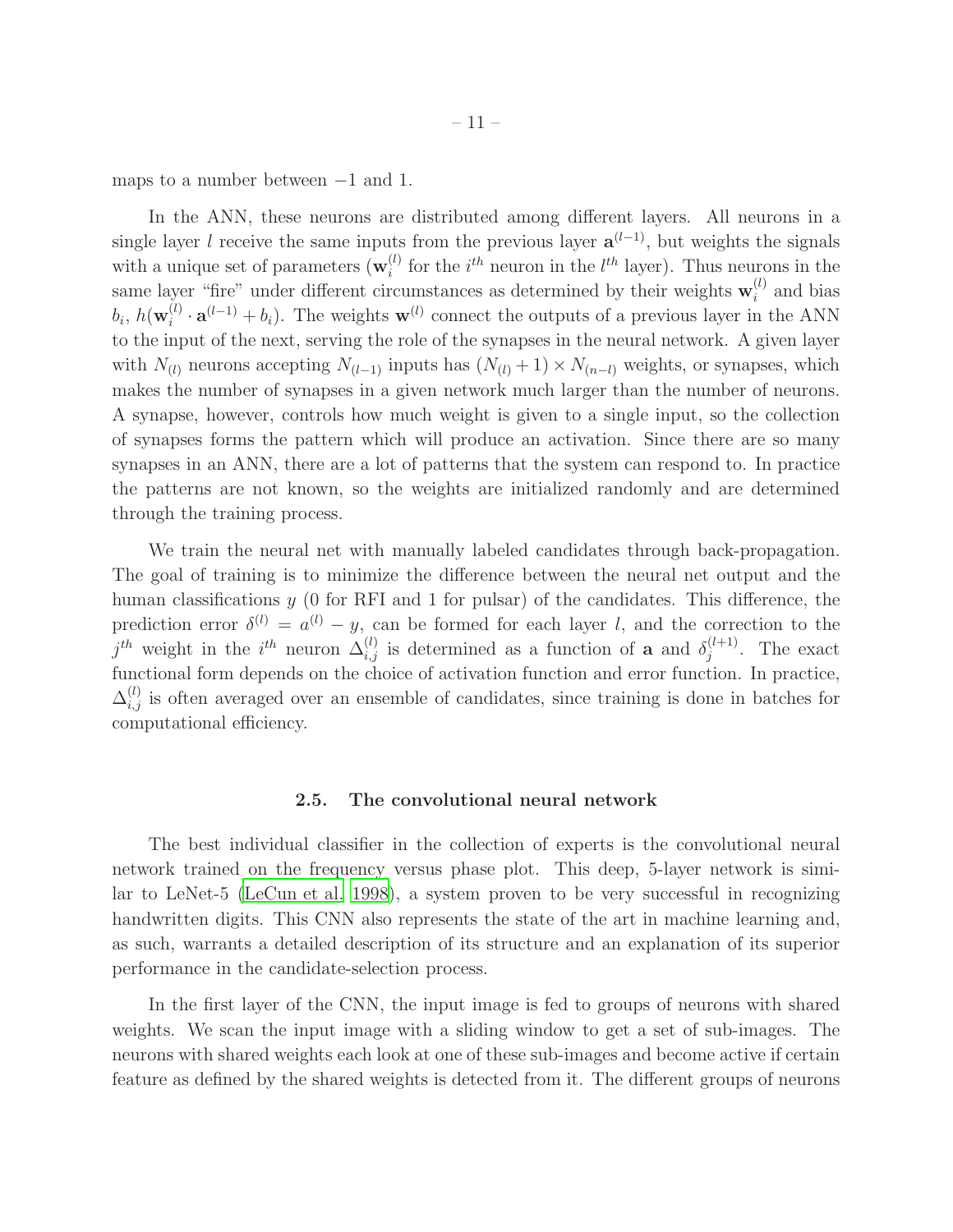maps to a number between −1 and 1.

In the ANN, these neurons are distributed among different layers. All neurons in a single layer $l$ receive the same inputs from the previous layer $\mathbf{a}^{(l-1)}$, but weights the signals with a unique set of parameters ($\mathbf{w}_i^{(l)}$ for the $i^{th}$ neuron in the $l^{th}$ layer). Thus neurons in the same layer "fire" under different circumstances as determined by their weights $\mathbf{w}_i^{(l)}$ and bias $b_i$, $h(\mathbf{w}_i^{(l)} \cdot \mathbf{a}^{(l-1)} + b_i)$. The weights $\mathbf{w}^{(l)}$ connect the outputs of a previous layer in the ANN to the input of the next, serving the role of the synapses in the neural network. A given layer with $N_{(l)}$ neurons accepting $N_{(l-1)}$ inputs has $(N_{(l)} + 1) \times N_{(n-l)}$ weights, or synapses, which makes the number of synapses in a given network much larger than the number of neurons. A synapse, however, controls how much weight is given to a single input, so the collection of synapses forms the pattern which will produce an activation. Since there are so many synapses in an ANN, there are a lot of patterns that the system can respond to. In practice the patterns are not known, so the weights are initialized randomly and are determined through the training process.

We train the neural net with manually labeled candidates through back-propagation. The goal of training is to minimize the difference between the neural net output and the human classifications $y$ (0 for RFI and 1 for pulsar) of the candidates. This difference, the prediction error $\delta^{(l)} = a^{(l)} - y$, can be formed for each layer $l$, and the correction to the $j^{th}$ weight in the $i^{th}$ neuron $\Delta_{i,j}^{(l)}$ is determined as a function of $\mathbf{a}$ and $\delta_j^{(l+1)}$. The exact functional form depends on the choice of activation function and error function. In practice, $\Delta_{i,j}^{(l)}$ is often averaged over an ensemble of candidates, since training is done in batches for computational efficiency.

### 2.5. The convolutional neural network

The best individual classifier in the collection of experts is the convolutional neural network trained on the frequency versus phase plot. This deep, 5-layer network is similar to LeNet-5 (LeCun et al. 1998), a system proven to be very successful in recognizing handwritten digits. This CNN also represents the state of the art in machine learning and, as such, warrants a detailed description of its structure and an explanation of its superior performance in the candidate-selection process.

In the first layer of the CNN, the input image is fed to groups of neurons with shared weights. We scan the input image with a sliding window to get a set of sub-images. The neurons with shared weights each look at one of these sub-images and become active if certain feature as defined by the shared weights is detected from it. The different groups of neurons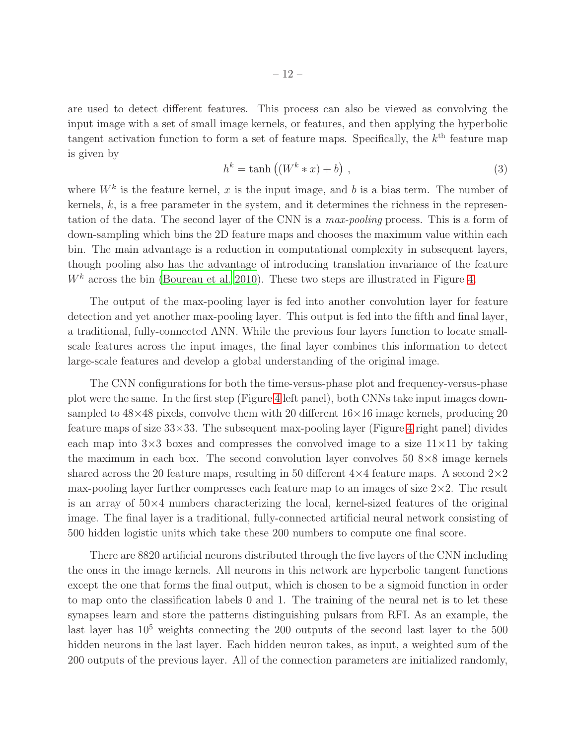are used to detect different features. This process can also be viewed as convolving the input image with a set of small image kernels, or features, and then applying the hyperbolic tangent activation function to form a set of feature maps. Specifically, the $k^{\text{th}}$ feature map is given by

$$h^k = \tanh\left((W^k * x) + b\right) , \tag{3}$$

where $W^k$ is the feature kernel, $x$ is the input image, and $b$ is a bias term. The number of kernels, $k$, is a free parameter in the system, and it determines the richness in the representation of the data. The second layer of the CNN is a *max-pooling* process. This is a form of down-sampling which bins the 2D feature maps and chooses the maximum value within each bin. The main advantage is a reduction in computational complexity in subsequent layers, though pooling also has the advantage of introducing translation invariance of the feature $W^k$ across the bin (Boureau et al. 2010). These two steps are illustrated in Figure 4.

The output of the max-pooling layer is fed into another convolution layer for feature detection and yet another max-pooling layer. This output is fed into the fifth and final layer, a traditional, fully-connected ANN. While the previous four layers function to locate small-scale features across the input images, the final layer combines this information to detect large-scale features and develop a global understanding of the original image.

The CNN configurations for both the time-versus-phase plot and frequency-versus-phase plot were the same. In the first step (Figure 4 left panel), both CNNs take input images down-sampled to 48×48 pixels, convolve them with 20 different 16×16 image kernels, producing 20 feature maps of size 33×33. The subsequent max-pooling layer (Figure 4 right panel) divides each map into 3×3 boxes and compresses the convolved image to a size 11×11 by taking the maximum in each box. The second convolution layer convolves 50 8×8 image kernels shared across the 20 feature maps, resulting in 50 different 4×4 feature maps. A second 2×2 max-pooling layer further compresses each feature map to an images of size 2×2. The result is an array of 50×4 numbers characterizing the local, kernel-sized features of the original image. The final layer is a traditional, fully-connected artificial neural network consisting of 500 hidden logistic units which take these 200 numbers to compute one final score.

There are 8820 artificial neurons distributed through the five layers of the CNN including the ones in the image kernels. All neurons in this network are hyperbolic tangent functions except the one that forms the final output, which is chosen to be a sigmoid function in order to map onto the classification labels 0 and 1. The training of the neural net is to let these synapses learn and store the patterns distinguishing pulsars from RFI. As an example, the last layer has $10^5$ weights connecting the 200 outputs of the second last layer to the 500 hidden neurons in the last layer. Each hidden neuron takes, as input, a weighted sum of the 200 outputs of the previous layer. All of the connection parameters are initialized randomly,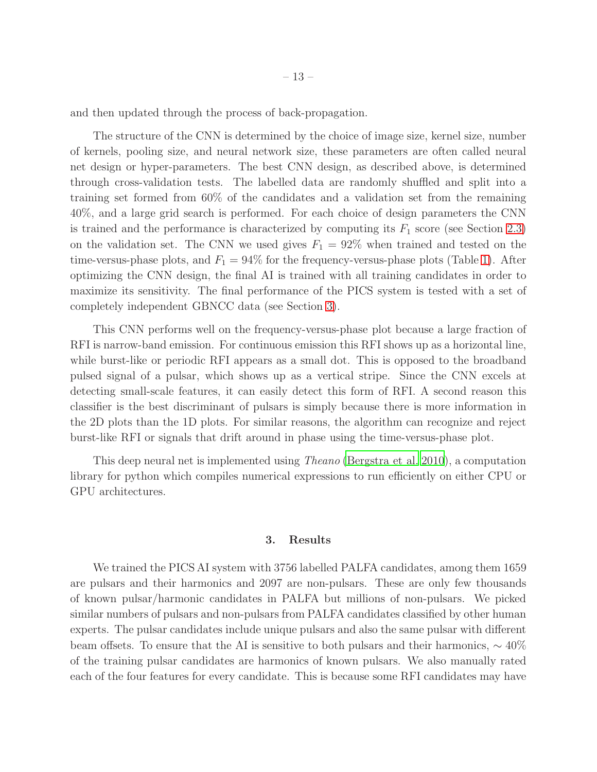and then updated through the process of back-propagation.

The structure of the CNN is determined by the choice of image size, kernel size, number of kernels, pooling size, and neural network size, these parameters are often called neural net design or hyper-parameters. The best CNN design, as described above, is determined through cross-validation tests. The labelled data are randomly shuffled and split into a training set formed from 60% of the candidates and a validation set from the remaining 40%, and a large grid search is performed. For each choice of design parameters the CNN is trained and the performance is characterized by computing its $F_1$ score (see Section 2.3) on the validation set. The CNN we used gives $F_1 = 92\%$ when trained and tested on the time-versus-phase plots, and $F_1 = 94\%$ for the frequency-versus-phase plots (Table 1). After optimizing the CNN design, the final AI is trained with all training candidates in order to maximize its sensitivity. The final performance of the PICS system is tested with a set of completely independent GBNCC data (see Section 3).

This CNN performs well on the frequency-versus-phase plot because a large fraction of RFI is narrow-band emission. For continuous emission this RFI shows up as a horizontal line, while burst-like or periodic RFI appears as a small dot. This is opposed to the broadband pulsed signal of a pulsar, which shows up as a vertical stripe. Since the CNN excels at detecting small-scale features, it can easily detect this form of RFI. A second reason this classifier is the best discriminant of pulsars is simply because there is more information in the 2D plots than the 1D plots. For similar reasons, the algorithm can recognize and reject burst-like RFI or signals that drift around in phase using the time-versus-phase plot.

This deep neural net is implemented using *Theano* (Bergstra et al. 2010), a computation library for python which compiles numerical expressions to run efficiently on either CPU or GPU architectures.

## 3. Results

We trained the PICS AI system with 3756 labelled PALFA candidates, among them 1659 are pulsars and their harmonics and 2097 are non-pulsars. These are only few thousands of known pulsar/harmonic candidates in PALFA but millions of non-pulsars. We picked similar numbers of pulsars and non-pulsars from PALFA candidates classified by other human experts. The pulsar candidates include unique pulsars and also the same pulsar with different beam offsets. To ensure that the AI is sensitive to both pulsars and their harmonics, $\sim 40\%$ of the training pulsar candidates are harmonics of known pulsars. We also manually rated each of the four features for every candidate. This is because some RFI candidates may have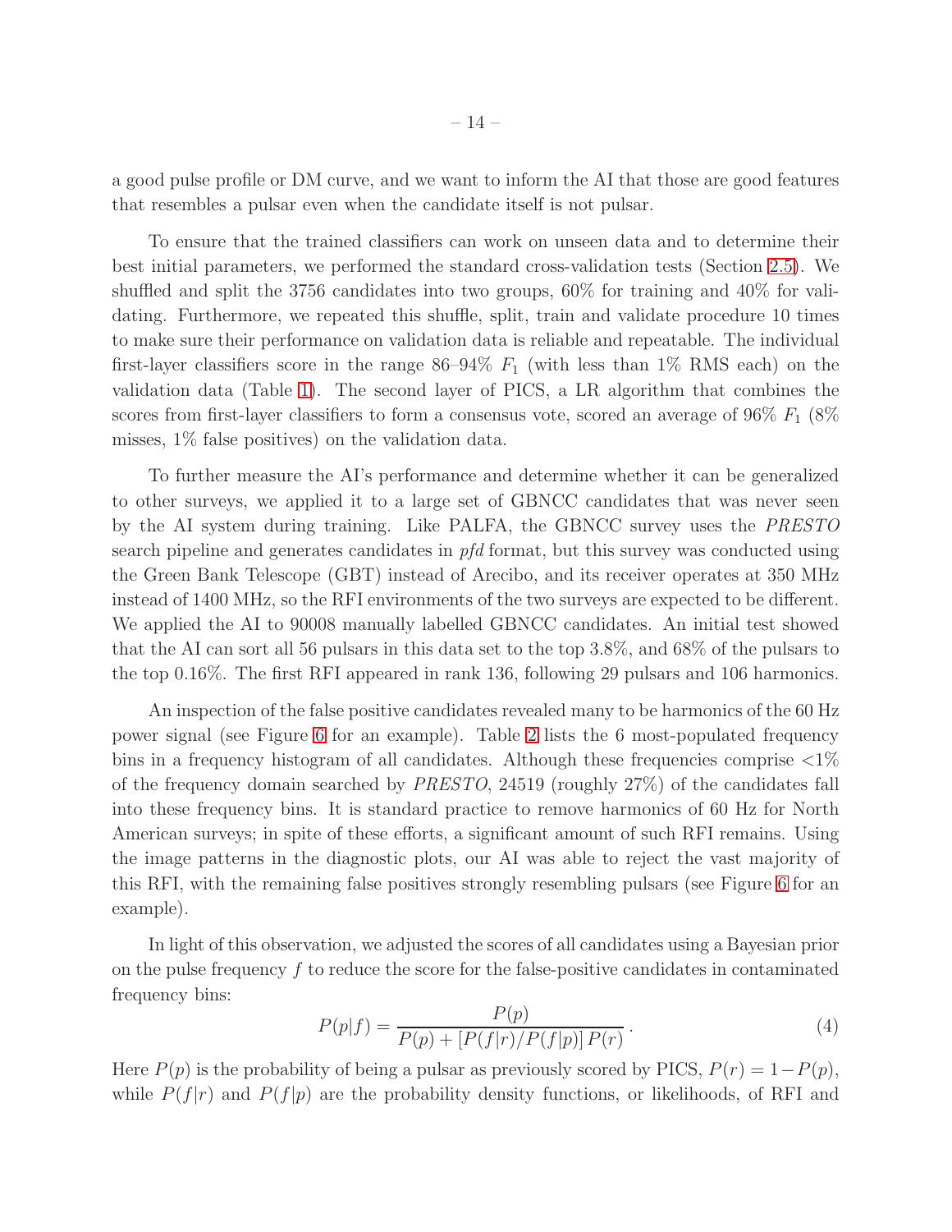a good pulse profile or DM curve, and we want to inform the AI that those are good features that resembles a pulsar even when the candidate itself is not pulsar.

To ensure that the trained classifiers can work on unseen data and to determine their best initial parameters, we performed the standard cross-validation tests (Section 2.5). We shuffled and split the 3756 candidates into two groups, 60% for training and 40% for validating. Furthermore, we repeated this shuffle, split, train and validate procedure 10 times to make sure their performance on validation data is reliable and repeatable. The individual first-layer classifiers score in the range 86–94% $F_1$ (with less than 1% RMS each) on the validation data (Table 1). The second layer of PICS, a LR algorithm that combines the scores from first-layer classifiers to form a consensus vote, scored an average of 96% $F_1$ (8% misses, 1% false positives) on the validation data.

To further measure the AI's performance and determine whether it can be generalized to other surveys, we applied it to a large set of GBNCC candidates that was never seen by the AI system during training. Like PALFA, the GBNCC survey uses the *PRESTO* search pipeline and generates candidates in *pfd* format, but this survey was conducted using the Green Bank Telescope (GBT) instead of Arecibo, and its receiver operates at 350 MHz instead of 1400 MHz, so the RFI environments of the two surveys are expected to be different. We applied the AI to 90008 manually labelled GBNCC candidates. An initial test showed that the AI can sort all 56 pulsars in this data set to the top 3.8%, and 68% of the pulsars to the top 0.16%. The first RFI appeared in rank 136, following 29 pulsars and 106 harmonics.

An inspection of the false positive candidates revealed many to be harmonics of the 60 Hz power signal (see Figure 6 for an example). Table 2 lists the 6 most-populated frequency bins in a frequency histogram of all candidates. Although these frequencies comprise <1% of the frequency domain searched by *PRESTO*, 24519 (roughly 27%) of the candidates fall into these frequency bins. It is standard practice to remove harmonics of 60 Hz for North American surveys; in spite of these efforts, a significant amount of such RFI remains. Using the image patterns in the diagnostic plots, our AI was able to reject the vast majority of this RFI, with the remaining false positives strongly resembling pulsars (see Figure 6 for an example).

In light of this observation, we adjusted the scores of all candidates using a Bayesian prior on the pulse frequency $f$ to reduce the score for the false-positive candidates in contaminated frequency bins:

$$P(p|f) = \frac{P(p)}{P(p) + [P(f|r)/P(f|p)]\,P(r)}\,. \tag{4}$$

Here $P(p)$ is the probability of being a pulsar as previously scored by PICS, $P(r) = 1 - P(p)$, while $P(f|r)$ and $P(f|p)$ are the probability density functions, or likelihoods, of RFI and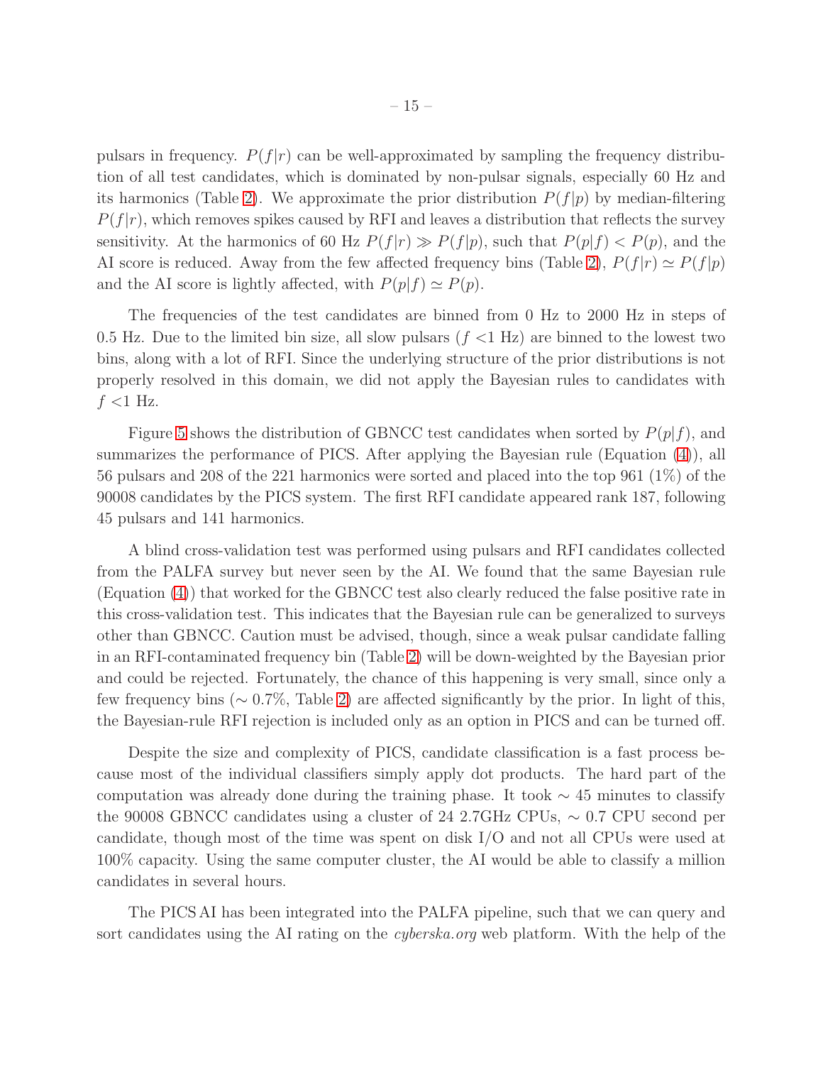pulsars in frequency. $P(f|r)$ can be well-approximated by sampling the frequency distribution of all test candidates, which is dominated by non-pulsar signals, especially 60 Hz and its harmonics (Table 2). We approximate the prior distribution $P(f|p)$ by median-filtering $P(f|r)$, which removes spikes caused by RFI and leaves a distribution that reflects the survey sensitivity. At the harmonics of 60 Hz $P(f|r) \gg P(f|p)$, such that $P(p|f) < P(p)$, and the AI score is reduced. Away from the few affected frequency bins (Table 2), $P(f|r) \simeq P(f|p)$ and the AI score is lightly affected, with $P(p|f) \simeq P(p)$.

The frequencies of the test candidates are binned from 0 Hz to 2000 Hz in steps of 0.5 Hz. Due to the limited bin size, all slow pulsars ($f$ <1 Hz) are binned to the lowest two bins, along with a lot of RFI. Since the underlying structure of the prior distributions is not properly resolved in this domain, we did not apply the Bayesian rules to candidates with $f$ <1 Hz.

Figure 5 shows the distribution of GBNCC test candidates when sorted by $P(p|f)$, and summarizes the performance of PICS. After applying the Bayesian rule (Equation (4)), all 56 pulsars and 208 of the 221 harmonics were sorted and placed into the top 961 (1%) of the 90008 candidates by the PICS system. The first RFI candidate appeared rank 187, following 45 pulsars and 141 harmonics.

A blind cross-validation test was performed using pulsars and RFI candidates collected from the PALFA survey but never seen by the AI. We found that the same Bayesian rule (Equation (4)) that worked for the GBNCC test also clearly reduced the false positive rate in this cross-validation test. This indicates that the Bayesian rule can be generalized to surveys other than GBNCC. Caution must be advised, though, since a weak pulsar candidate falling in an RFI-contaminated frequency bin (Table 2) will be down-weighted by the Bayesian prior and could be rejected. Fortunately, the chance of this happening is very small, since only a few frequency bins ($\sim$ 0.7%, Table 2) are affected significantly by the prior. In light of this, the Bayesian-rule RFI rejection is included only as an option in PICS and can be turned off.

Despite the size and complexity of PICS, candidate classification is a fast process because most of the individual classifiers simply apply dot products. The hard part of the computation was already done during the training phase. It took $\sim$ 45 minutes to classify the 90008 GBNCC candidates using a cluster of 24 2.7GHz CPUs, $\sim$ 0.7 CPU second per candidate, though most of the time was spent on disk I/O and not all CPUs were used at 100% capacity. Using the same computer cluster, the AI would be able to classify a million candidates in several hours.

The PICS AI has been integrated into the PALFA pipeline, such that we can query and sort candidates using the AI rating on the *cyberska.org* web platform. With the help of the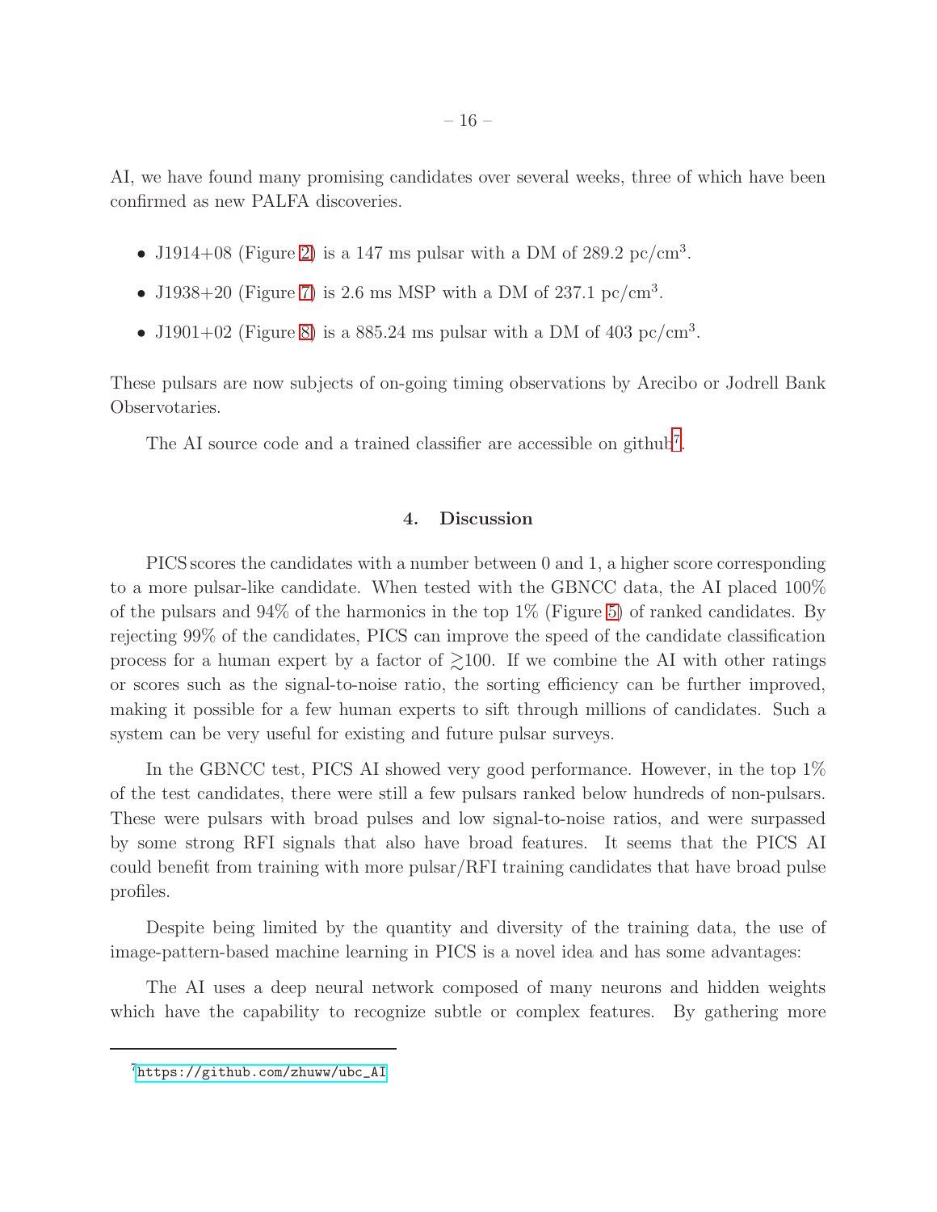AI, we have found many promising candidates over several weeks, three of which have been confirmed as new PALFA discoveries.

- J1914+08 (Figure 2) is a 147 ms pulsar with a DM of 289.2 pc/cm$^3$.
- J1938+20 (Figure 7) is 2.6 ms MSP with a DM of 237.1 pc/cm$^3$.
- J1901+02 (Figure 8) is a 885.24 ms pulsar with a DM of 403 pc/cm$^3$.

These pulsars are now subjects of on-going timing observations by Arecibo or Jodrell Bank Observatories.

The AI source code and a trained classifier are accessible on github[7].

## 4. Discussion

PICS scores the candidates with a number between 0 and 1, a higher score corresponding to a more pulsar-like candidate. When tested with the GBNCC data, the AI placed 100% of the pulsars and 94% of the harmonics in the top 1% (Figure 5) of ranked candidates. By rejecting 99% of the candidates, PICS can improve the speed of the candidate classification process for a human expert by a factor of $\gtrsim$100. If we combine the AI with other ratings or scores such as the signal-to-noise ratio, the sorting efficiency can be further improved, making it possible for a few human experts to sift through millions of candidates. Such a system can be very useful for existing and future pulsar surveys.

In the GBNCC test, PICS AI showed very good performance. However, in the top 1% of the test candidates, there were still a few pulsars ranked below hundreds of non-pulsars. These were pulsars with broad pulses and low signal-to-noise ratios, and were surpassed by some strong RFI signals that also have broad features. It seems that the PICS AI could benefit from training with more pulsar/RFI training candidates that have broad pulse profiles.

Despite being limited by the quantity and diversity of the training data, the use of image-pattern-based machine learning in PICS is a novel idea and has some advantages:

The AI uses a deep neural network composed of many neurons and hidden weights which have the capability to recognize subtle or complex features. By gathering more

---

[7] https://github.com/zhuww/ubc_AI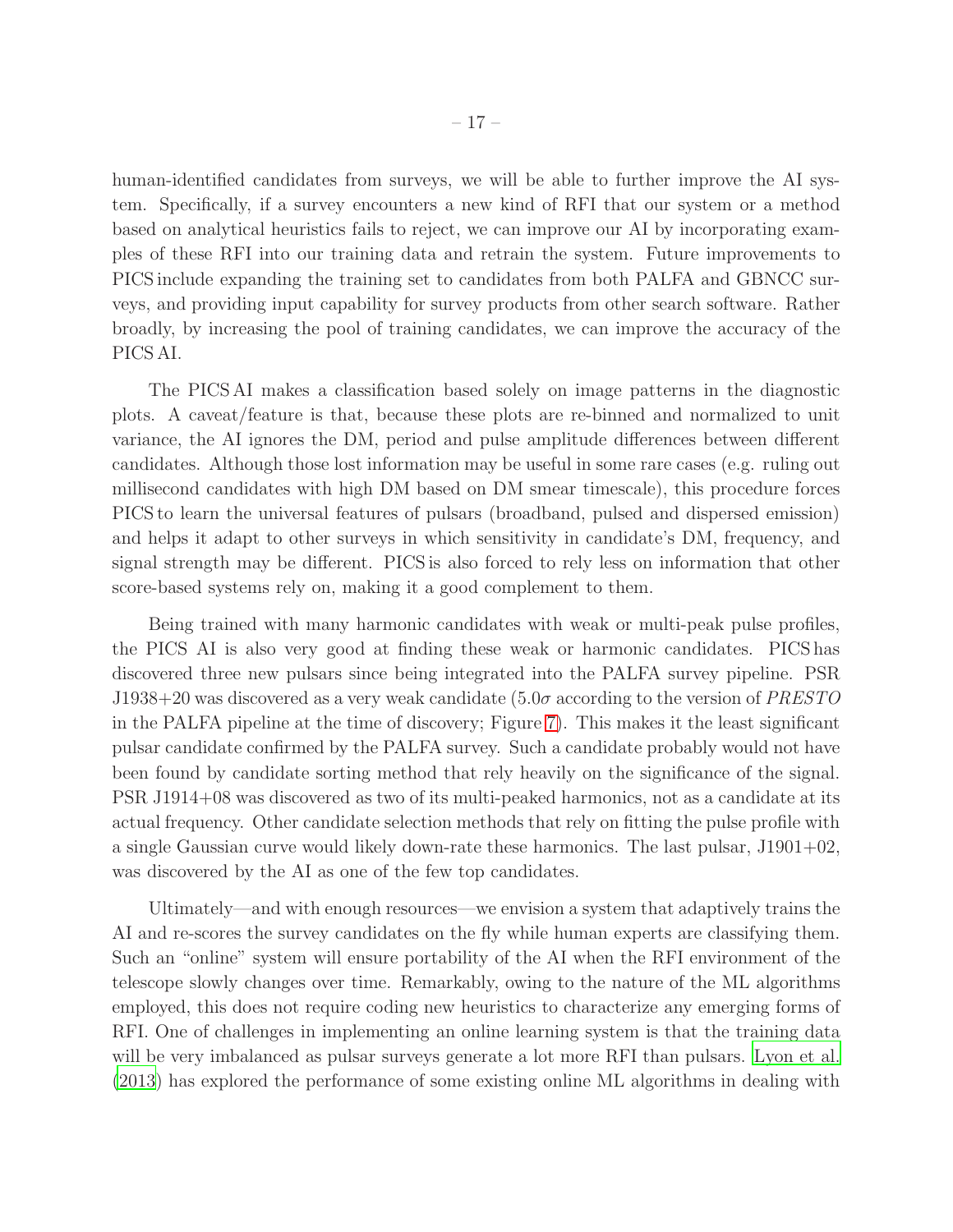human-identified candidates from surveys, we will be able to further improve the AI system. Specifically, if a survey encounters a new kind of RFI that our system or a method based on analytical heuristics fails to reject, we can improve our AI by incorporating examples of these RFI into our training data and retrain the system. Future improvements to PICS include expanding the training set to candidates from both PALFA and GBNCC surveys, and providing input capability for survey products from other search software. Rather broadly, by increasing the pool of training candidates, we can improve the accuracy of the PICS AI.

The PICS AI makes a classification based solely on image patterns in the diagnostic plots. A caveat/feature is that, because these plots are re-binned and normalized to unit variance, the AI ignores the DM, period and pulse amplitude differences between different candidates. Although those lost information may be useful in some rare cases (e.g. ruling out millisecond candidates with high DM based on DM smear timescale), this procedure forces PICS to learn the universal features of pulsars (broadband, pulsed and dispersed emission) and helps it adapt to other surveys in which sensitivity in candidate's DM, frequency, and signal strength may be different. PICS is also forced to rely less on information that other score-based systems rely on, making it a good complement to them.

Being trained with many harmonic candidates with weak or multi-peak pulse profiles, the PICS AI is also very good at finding these weak or harmonic candidates. PICS has discovered three new pulsars since being integrated into the PALFA survey pipeline. PSR J1938+20 was discovered as a very weak candidate ($5.0\sigma$ according to the version of *PRESTO* in the PALFA pipeline at the time of discovery; Figure 7). This makes it the least significant pulsar candidate confirmed by the PALFA survey. Such a candidate probably would not have been found by candidate sorting method that rely heavily on the significance of the signal. PSR J1914+08 was discovered as two of its multi-peaked harmonics, not as a candidate at its actual frequency. Other candidate selection methods that rely on fitting the pulse profile with a single Gaussian curve would likely down-rate these harmonics. The last pulsar, J1901+02, was discovered by the AI as one of the few top candidates.

Ultimately—and with enough resources—we envision a system that adaptively trains the AI and re-scores the survey candidates on the fly while human experts are classifying them. Such an "online" system will ensure portability of the AI when the RFI environment of the telescope slowly changes over time. Remarkably, owing to the nature of the ML algorithms employed, this does not require coding new heuristics to characterize any emerging forms of RFI. One of challenges in implementing an online learning system is that the training data will be very imbalanced as pulsar surveys generate a lot more RFI than pulsars. Lyon et al. (2013) has explored the performance of some existing online ML algorithms in dealing with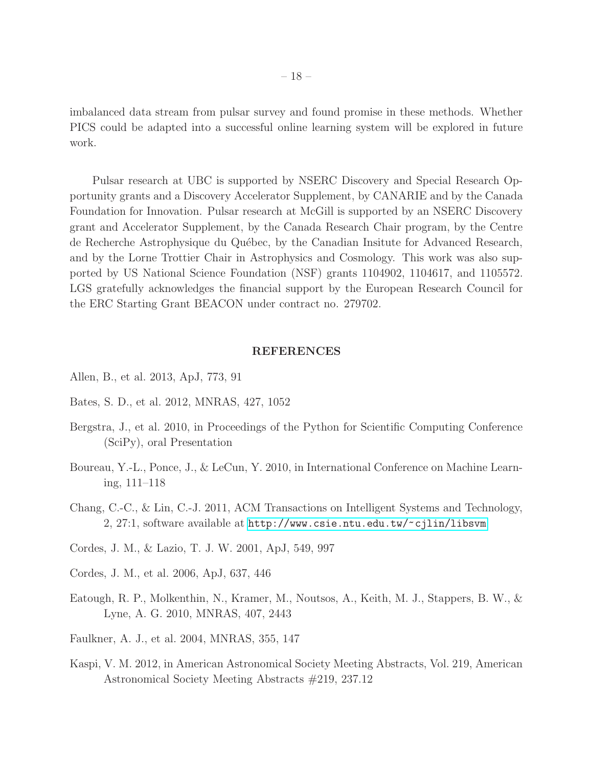imbalanced data stream from pulsar survey and found promise in these methods. Whether PICS could be adapted into a successful online learning system will be explored in future work.

Pulsar research at UBC is supported by NSERC Discovery and Special Research Opportunity grants and a Discovery Accelerator Supplement, by CANARIE and by the Canada Foundation for Innovation. Pulsar research at McGill is supported by an NSERC Discovery grant and Accelerator Supplement, by the Canada Research Chair program, by the Centre de Recherche Astrophysique du Québec, by the Canadian Insitute for Advanced Research, and by the Lorne Trottier Chair in Astrophysics and Cosmology. This work was also supported by US National Science Foundation (NSF) grants 1104902, 1104617, and 1105572. LGS gratefully acknowledges the financial support by the European Research Council for the ERC Starting Grant BEACON under contract no. 279702.

## REFERENCES

Allen, B., et al. 2013, ApJ, 773, 91

Bates, S. D., et al. 2012, MNRAS, 427, 1052

Bergstra, J., et al. 2010, in Proceedings of the Python for Scientific Computing Conference (SciPy), oral Presentation

Boureau, Y.-L., Ponce, J., & LeCun, Y. 2010, in International Conference on Machine Learning, 111–118

Chang, C.-C., & Lin, C.-J. 2011, ACM Transactions on Intelligent Systems and Technology, 2, 27:1, software available at http://www.csie.ntu.edu.tw/~cjlin/libsvm

Cordes, J. M., & Lazio, T. J. W. 2001, ApJ, 549, 997

Cordes, J. M., et al. 2006, ApJ, 637, 446

Eatough, R. P., Molkenthin, N., Kramer, M., Noutsos, A., Keith, M. J., Stappers, B. W., & Lyne, A. G. 2010, MNRAS, 407, 2443

Faulkner, A. J., et al. 2004, MNRAS, 355, 147

Kaspi, V. M. 2012, in American Astronomical Society Meeting Abstracts, Vol. 219, American Astronomical Society Meeting Abstracts #219, 237.12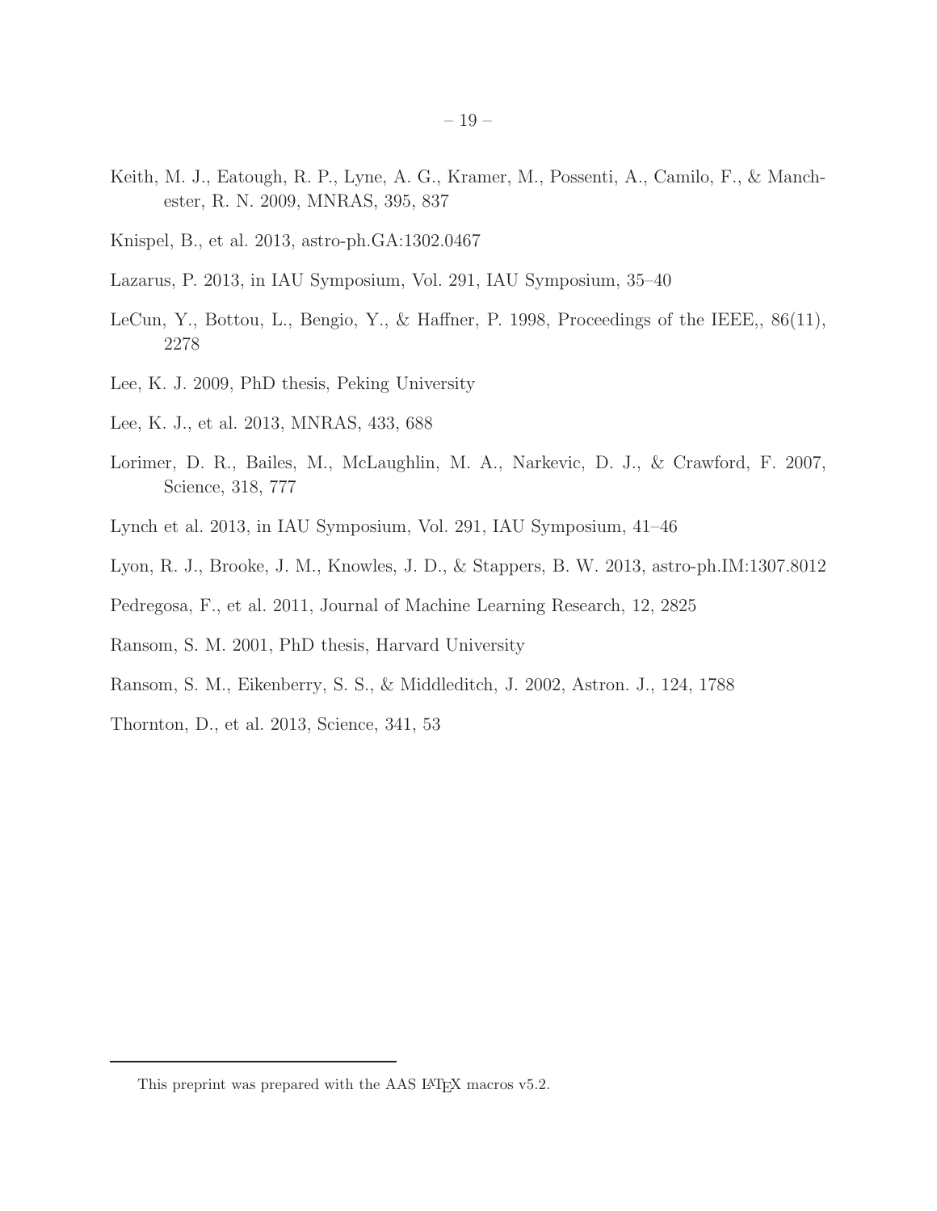Keith, M. J., Eatough, R. P., Lyne, A. G., Kramer, M., Possenti, A., Camilo, F., & Manchester, R. N. 2009, MNRAS, 395, 837

Knispel, B., et al. 2013, astro-ph.GA:1302.0467

Lazarus, P. 2013, in IAU Symposium, Vol. 291, IAU Symposium, 35–40

LeCun, Y., Bottou, L., Bengio, Y., & Haffner, P. 1998, Proceedings of the IEEE,, 86(11), 2278

Lee, K. J. 2009, PhD thesis, Peking University

Lee, K. J., et al. 2013, MNRAS, 433, 688

Lorimer, D. R., Bailes, M., McLaughlin, M. A., Narkevic, D. J., & Crawford, F. 2007, Science, 318, 777

Lynch et al. 2013, in IAU Symposium, Vol. 291, IAU Symposium, 41–46

Lyon, R. J., Brooke, J. M., Knowles, J. D., & Stappers, B. W. 2013, astro-ph.IM:1307.8012

Pedregosa, F., et al. 2011, Journal of Machine Learning Research, 12, 2825

Ransom, S. M. 2001, PhD thesis, Harvard University

Ransom, S. M., Eikenberry, S. S., & Middleditch, J. 2002, Astron. J., 124, 1788

Thornton, D., et al. 2013, Science, 341, 53

---

This preprint was prepared with the AAS LaTeX macros v5.2.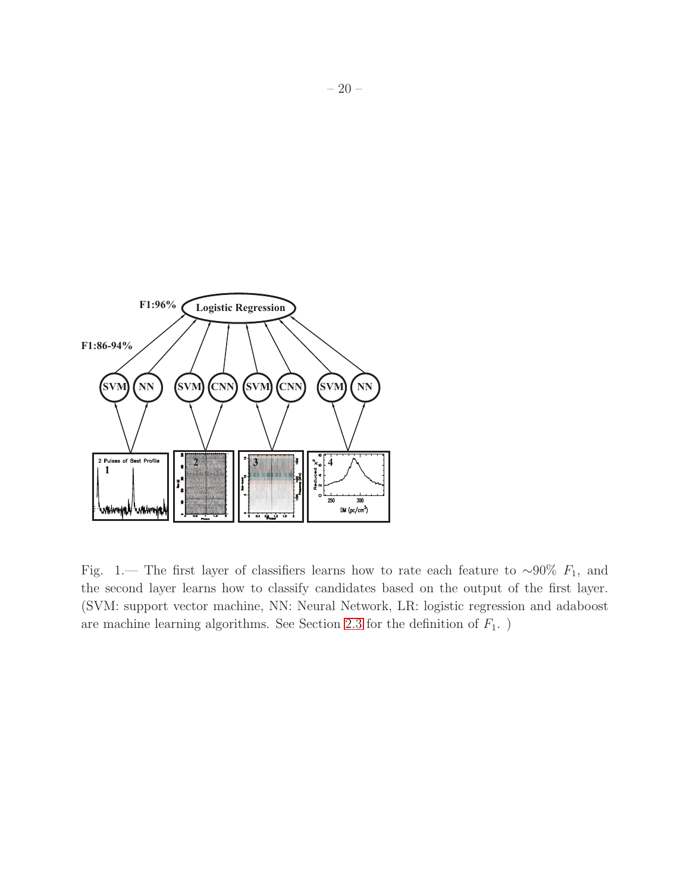Fig. 1.— The first layer of classifiers learns how to rate each feature to $\sim$90% $F_1$, and the second layer learns how to classify candidates based on the output of the first layer. (SVM: support vector machine, NN: Neural Network, LR: logistic regression and adaboost are machine learning algorithms. See Section 2.3 for the definition of $F_1$. )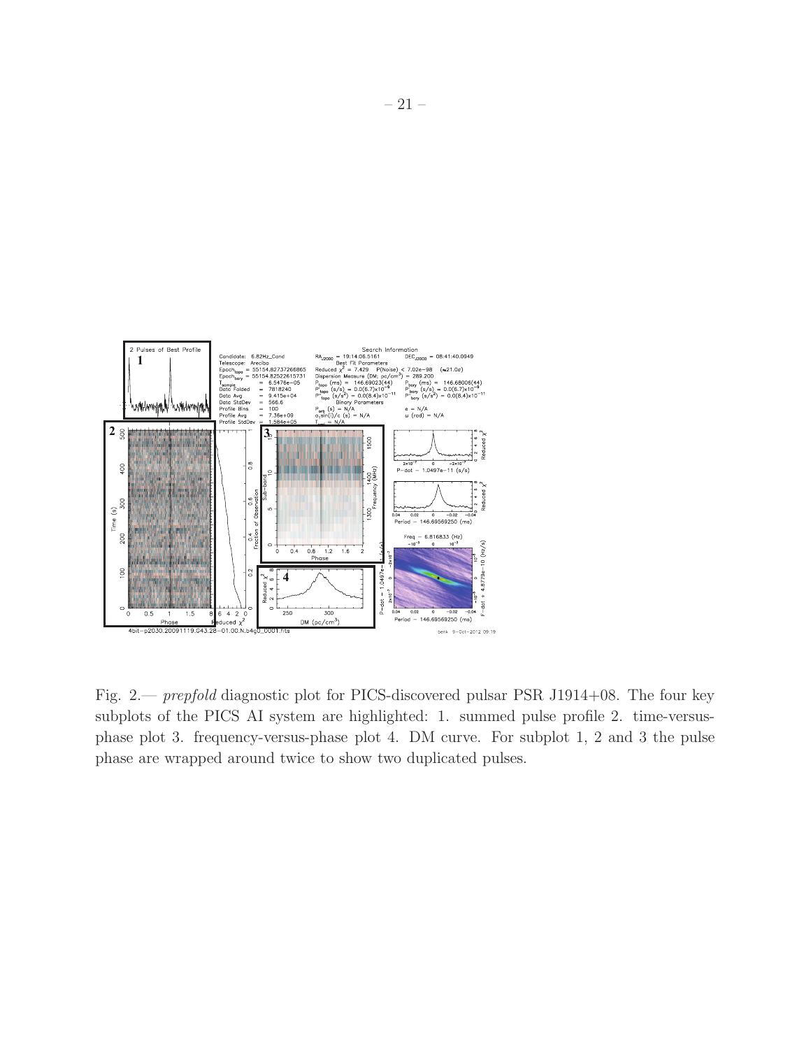Fig. 2.— *prepfold* diagnostic plot for PICS-discovered pulsar PSR J1914+08. The four key subplots of the PICS AI system are highlighted: 1. summed pulse profile 2. time-versus-phase plot 3. frequency-versus-phase plot 4. DM curve. For subplot 1, 2 and 3 the pulse phase are wrapped around twice to show two duplicated pulses.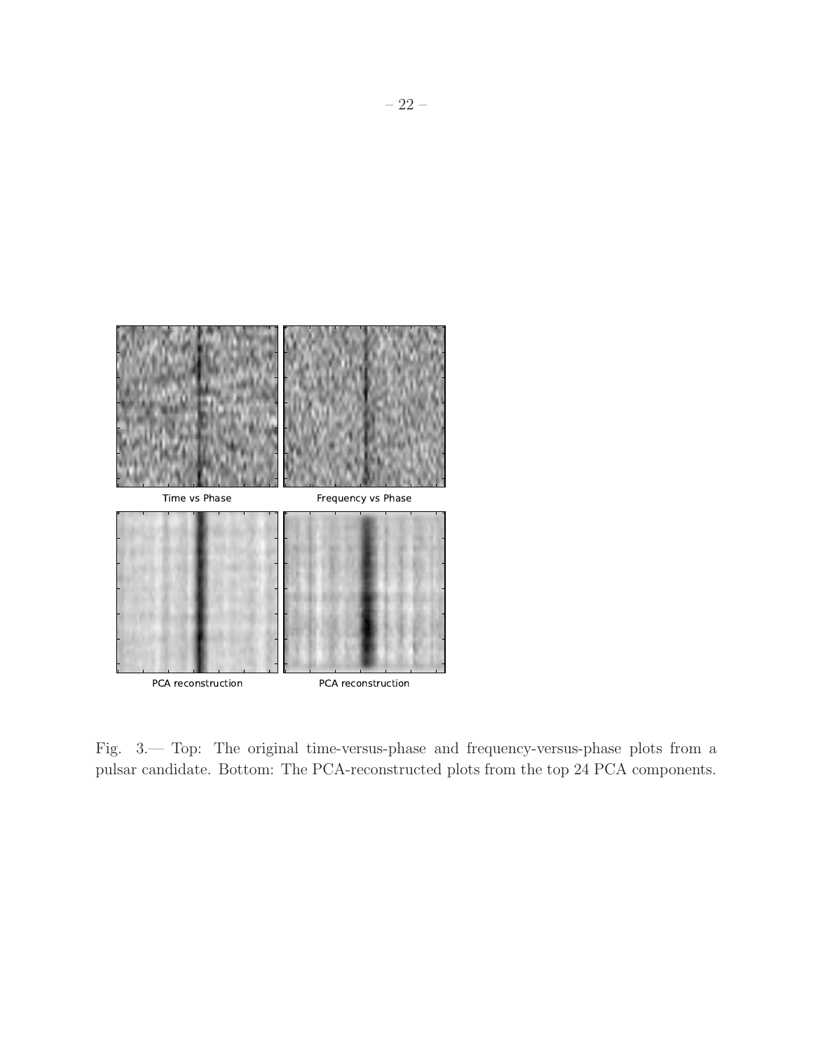Fig. 3.— Top: The original time-versus-phase and frequency-versus-phase plots from a pulsar candidate. Bottom: The PCA-reconstructed plots from the top 24 PCA components.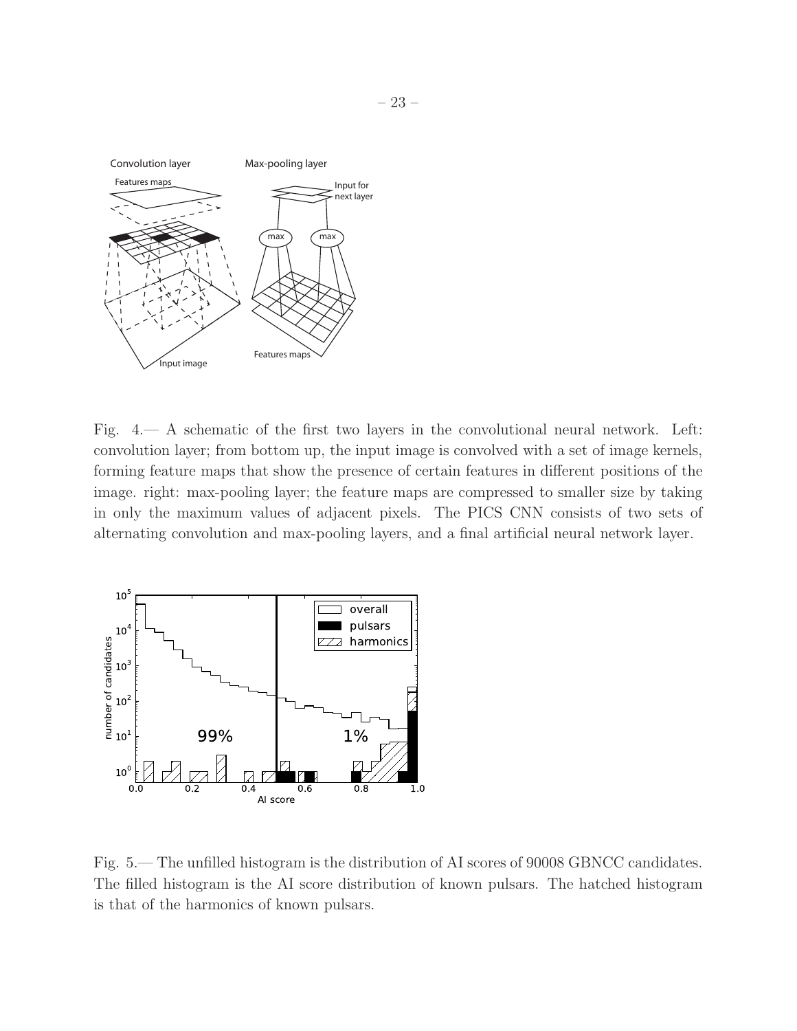Fig. 4.— A schematic of the first two layers in the convolutional neural network. Left: convolution layer; from bottom up, the input image is convolved with a set of image kernels, forming feature maps that show the presence of certain features in different positions of the image. right: max-pooling layer; the feature maps are compressed to smaller size by taking in only the maximum values of adjacent pixels. The PICS CNN consists of two sets of alternating convolution and max-pooling layers, and a final artificial neural network layer.

Fig. 5.— The unfilled histogram is the distribution of AI scores of 90008 GBNCC candidates. The filled histogram is the AI score distribution of known pulsars. The hatched histogram is that of the harmonics of known pulsars.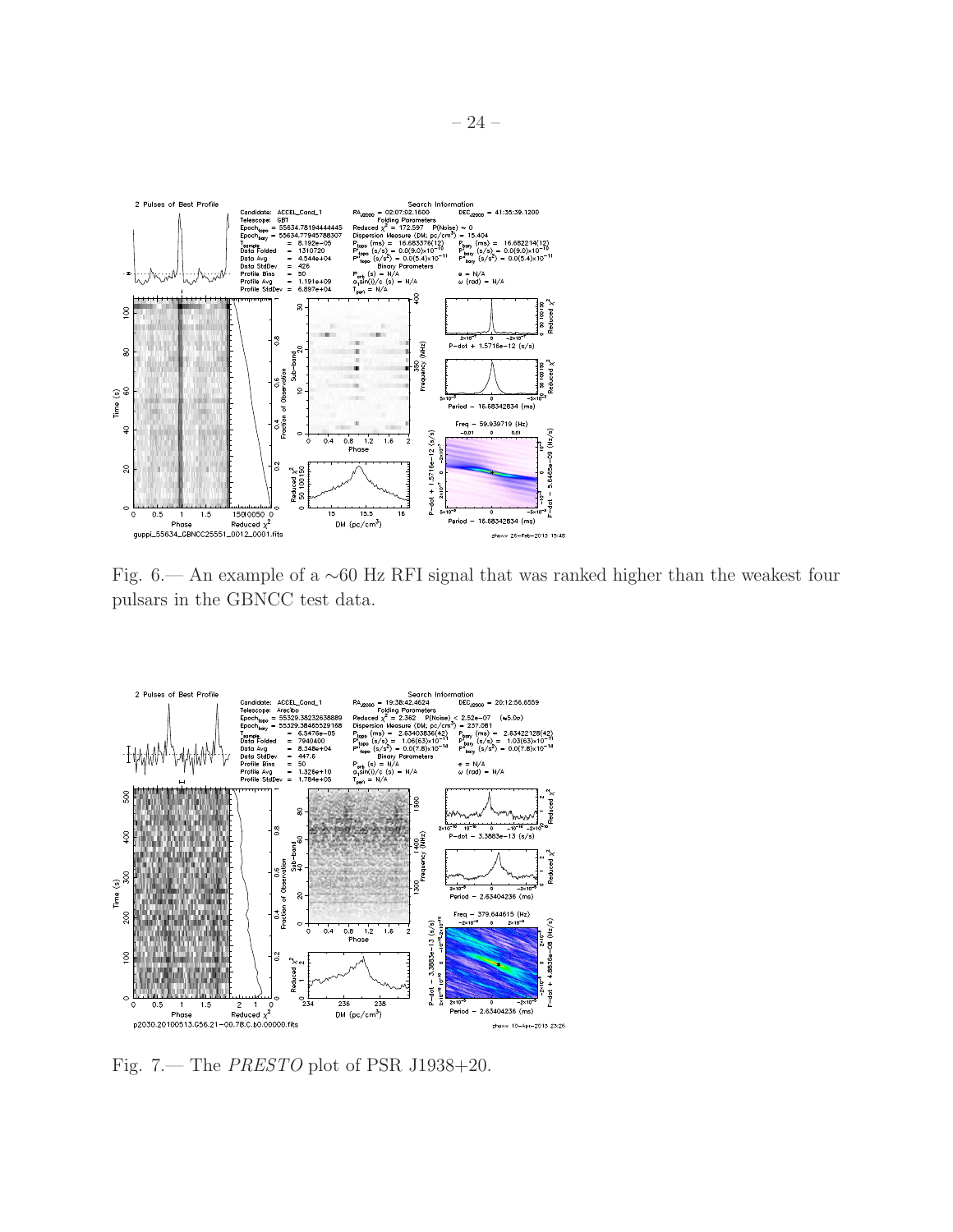Fig. 6.— An example of a ∼60 Hz RFI signal that was ranked higher than the weakest four pulsars in the GBNCC test data.

Fig. 7.— The *PRESTO* plot of PSR J1938+20.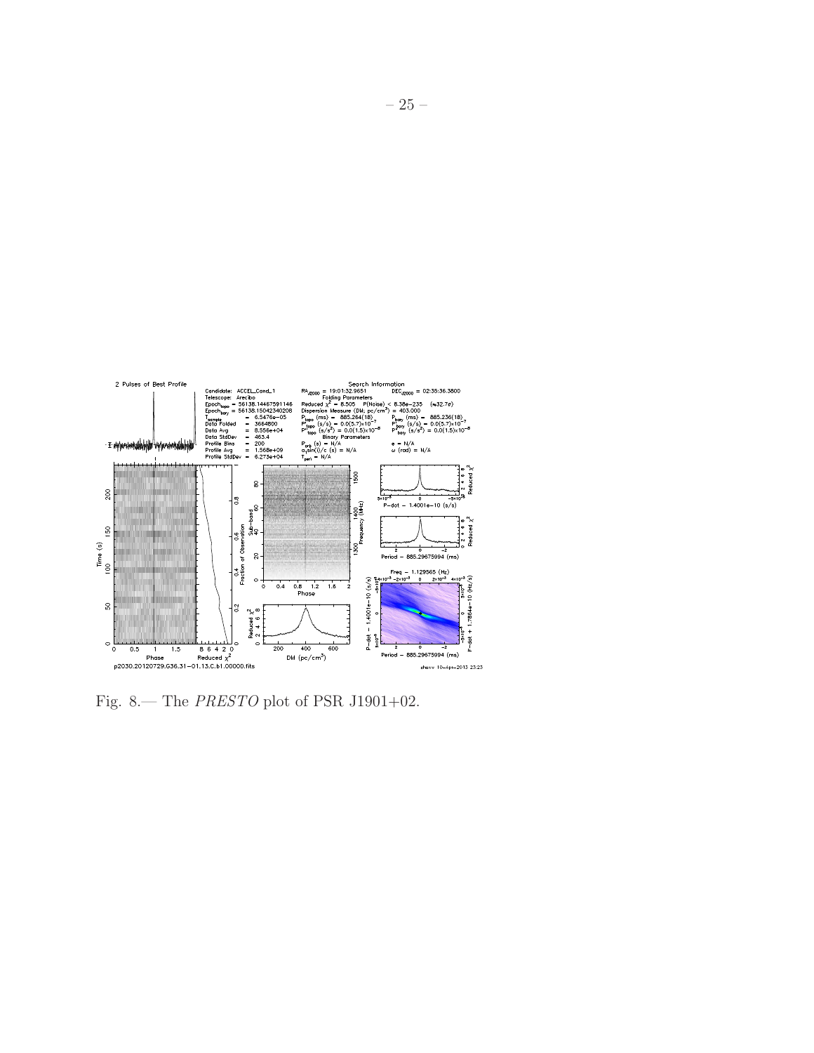Fig. 8.— The *PRESTO* plot of PSR J1901+02.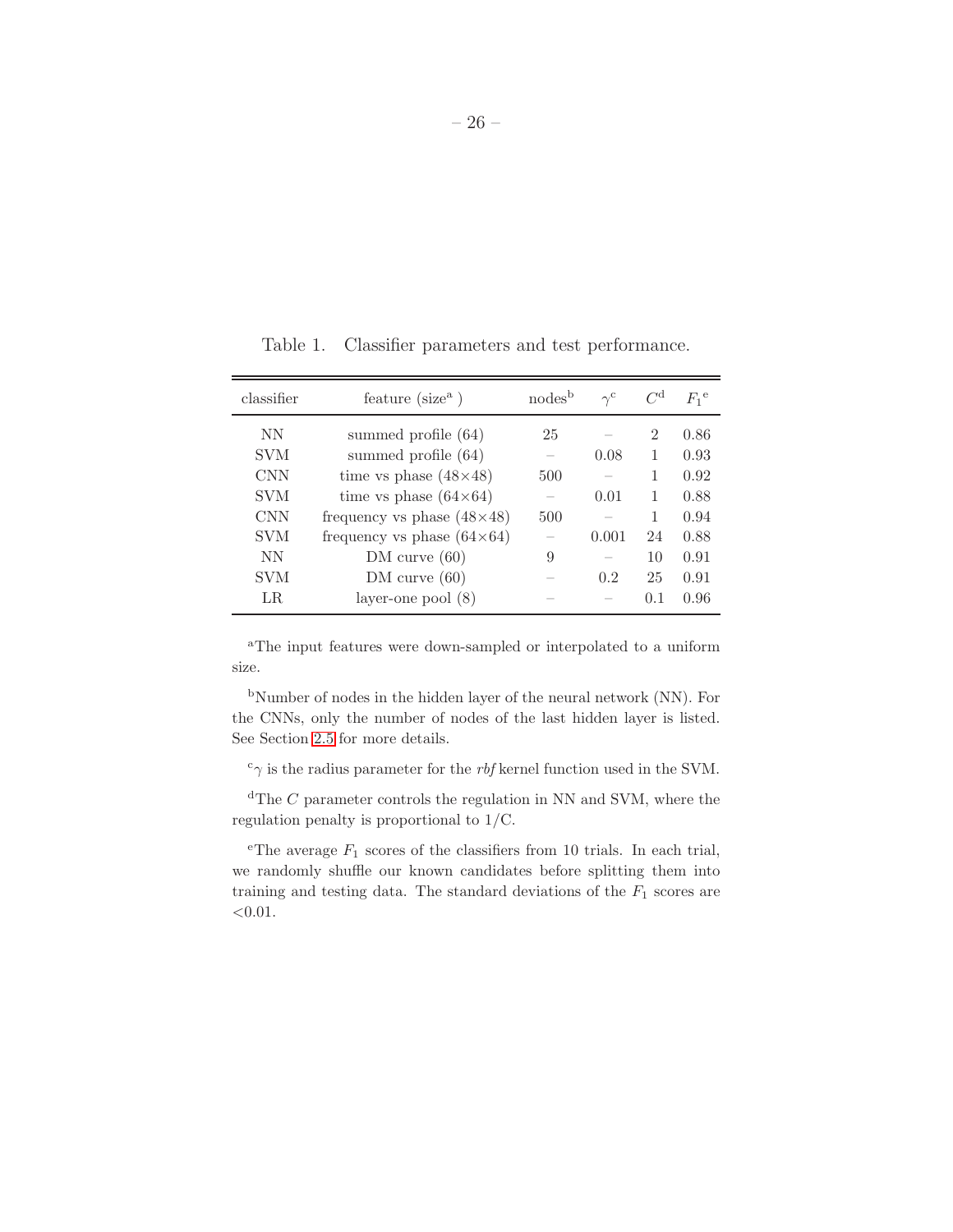Table 1. Classifier parameters and test performance.

| classifier | feature (size[a]) | nodes[b] | $\gamma$[c] | $C$[d] | $F_1$[e] |
|---|---|---|---|---|---|
| NN | summed profile (64) | 25 | – | 2 | 0.86 |
| SVM | summed profile (64) | – | 0.08 | 1 | 0.93 |
| CNN | time vs phase (48×48) | 500 | – | 1 | 0.92 |
| SVM | time vs phase (64×64) | – | 0.01 | 1 | 0.88 |
| CNN | frequency vs phase (48×48) | 500 | – | 1 | 0.94 |
| SVM | frequency vs phase (64×64) | – | 0.001 | 24 | 0.88 |
| NN | DM curve (60) | 9 | – | 10 | 0.91 |
| SVM | DM curve (60) | – | 0.2 | 25 | 0.91 |
| LR | layer-one pool (8) | – | – | 0.1 | 0.96 |

[a]The input features were down-sampled or interpolated to a uniform size.

[b]Number of nodes in the hidden layer of the neural network (NN). For the CNNs, only the number of nodes of the last hidden layer is listed. See Section 2.5 for more details.

[c]$\gamma$ is the radius parameter for the *rbf* kernel function used in the SVM.

[d]The $C$ parameter controls the regulation in NN and SVM, where the regulation penalty is proportional to 1/C.

[e]The average $F_1$ scores of the classifiers from 10 trials. In each trial, we randomly shuffle our known candidates before splitting them into training and testing data. The standard deviations of the $F_1$ scores are <0.01.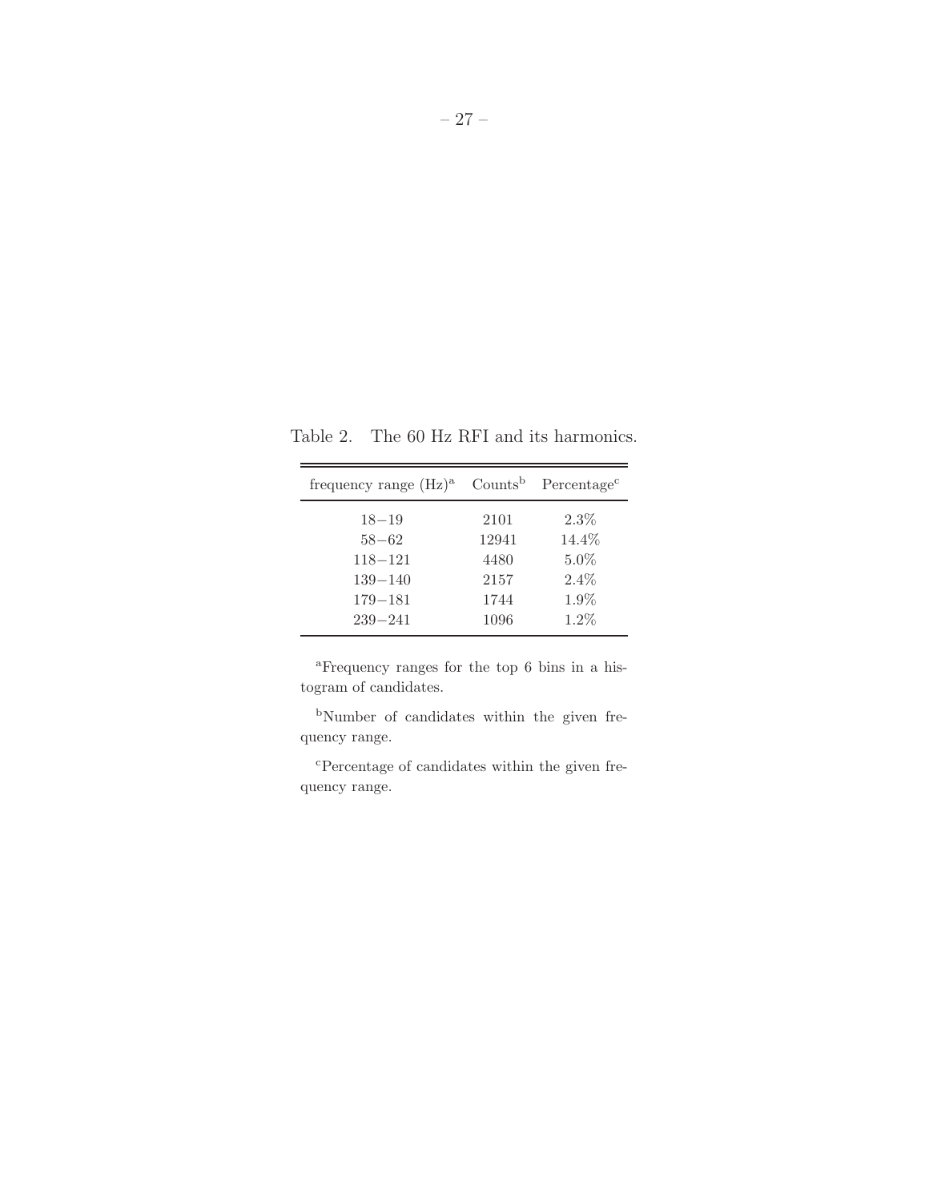Table 2. The 60 Hz RFI and its harmonics.

| frequency range (Hz)[a] | Counts[b] | Percentage[c] |
|---|---|---|
| 18−19 | 2101 | 2.3% |
| 58−62 | 12941 | 14.4% |
| 118−121 | 4480 | 5.0% |
| 139−140 | 2157 | 2.4% |
| 179−181 | 1744 | 1.9% |
| 239−241 | 1096 | 1.2% |

[a]Frequency ranges for the top 6 bins in a histogram of candidates.

[b]Number of candidates within the given frequency range.

[c]Percentage of candidates within the given frequency range.